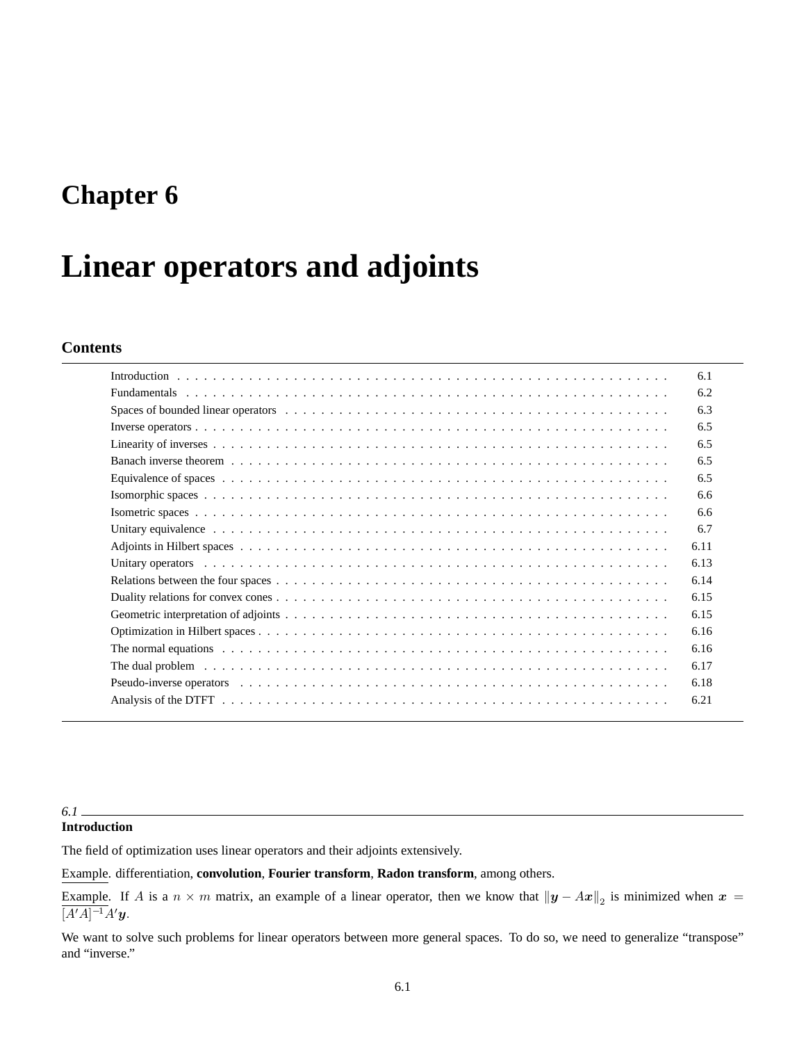# Chapter 6

# Linear operators and adjoints

## Contents

| | |
|---|---|
| Introduction | 6.1 |
| Fundamentals | 6.2 |
| Spaces of bounded linear operators | 6.3 |
| Inverse operators | 6.5 |
| Linearity of inverses | 6.5 |
| Banach inverse theorem | 6.5 |
| Equivalence of spaces | 6.5 |
| Isomorphic spaces | 6.6 |
| Isometric spaces | 6.6 |
| Unitary equivalence | 6.7 |
| Adjoints in Hilbert spaces | 6.11 |
| Unitary operators | 6.13 |
| Relations between the four spaces | 6.14 |
| Duality relations for convex cones | 6.15 |
| Geometric interpretation of adjoints | 6.15 |
| Optimization in Hilbert spaces | 6.16 |
| The normal equations | 6.16 |
| The dual problem | 6.17 |
| Pseudo-inverse operators | 6.18 |
| Analysis of the DTFT | 6.21 |

*6.1*

### Introduction

The field of optimization uses linear operators and their adjoints extensively.

Example. differentiation, **convolution**, **Fourier transform**, **Radon transform**, among others.

Example. If $A$ is a $n \times m$ matrix, an example of a linear operator, then we know that $\|\boldsymbol{y} - A\boldsymbol{x}\|_2$ is minimized when $\boldsymbol{x} = [A'A]^{-1}A'\boldsymbol{y}$.

We want to solve such problems for linear operators between more general spaces. To do so, we need to generalize "transpose" and "inverse."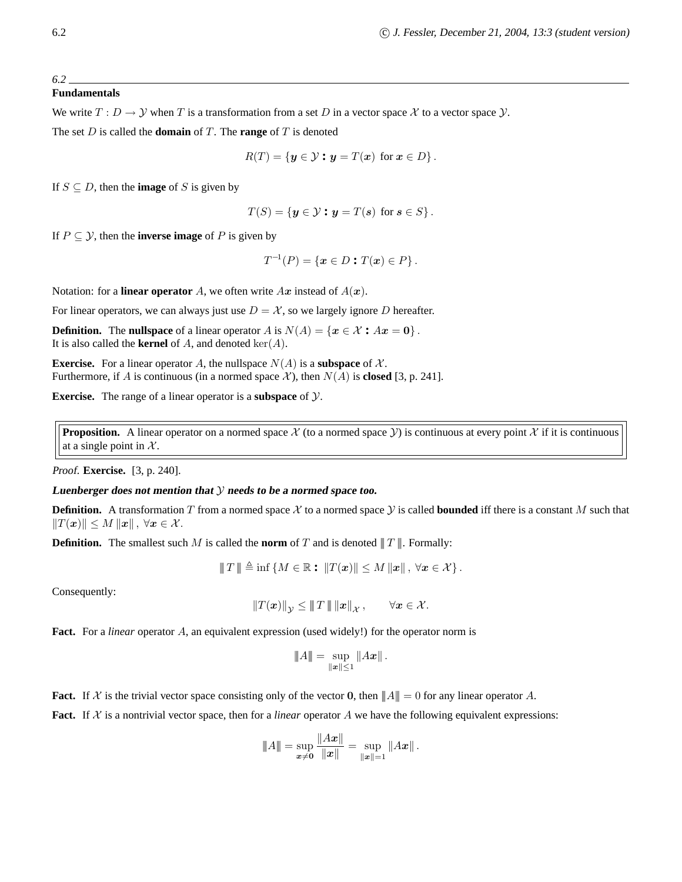*6.2*

## Fundamentals

We write $T : D \to \mathcal{Y}$ when $T$ is a transformation from a set $D$ in a vector space $\mathcal{X}$ to a vector space $\mathcal{Y}$.

The set $D$ is called the **domain** of $T$. The **range** of $T$ is denoted

$$R(T) = \{\boldsymbol{y} \in \mathcal{Y} : \boldsymbol{y} = T(\boldsymbol{x}) \text{ for } \boldsymbol{x} \in D\}.$$

If $S \subseteq D$, then the **image** of $S$ is given by

$$T(S) = \{\boldsymbol{y} \in \mathcal{Y} : \boldsymbol{y} = T(\boldsymbol{s}) \text{ for } \boldsymbol{s} \in S\}.$$

If $P \subseteq \mathcal{Y}$, then the **inverse image** of $P$ is given by

$$T^{-1}(P) = \{\boldsymbol{x} \in D : T(\boldsymbol{x}) \in P\}.$$

Notation: for a **linear operator** $A$, we often write $A\boldsymbol{x}$ instead of $A(\boldsymbol{x})$.

For linear operators, we can always just use $D = \mathcal{X}$, so we largely ignore $D$ hereafter.

**Definition.** The **nullspace** of a linear operator $A$ is $N(A) = \{\boldsymbol{x} \in \mathcal{X} : A\boldsymbol{x} = \boldsymbol{0}\}$.
It is also called the **kernel** of $A$, and denoted $\ker(A)$.

**Exercise.** For a linear operator $A$, the nullspace $N(A)$ is a **subspace** of $\mathcal{X}$.
Furthermore, if $A$ is continuous (in a normed space $\mathcal{X}$), then $N(A)$ is **closed** [3, p. 241].

**Exercise.** The range of a linear operator is a **subspace** of $\mathcal{Y}$.

**Proposition.** A linear operator on a normed space $\mathcal{X}$ (to a normed space $\mathcal{Y}$) is continuous at every point $\mathcal{X}$ if it is continuous at a single point in $\mathcal{X}$.

*Proof.* **Exercise.** [3, p. 240].

***Luenberger does not mention that $\mathcal{Y}$ needs to be a normed space too.***

**Definition.** A transformation $T$ from a normed space $\mathcal{X}$ to a normed space $\mathcal{Y}$ is called **bounded** iff there is a constant $M$ such that $\|T(\boldsymbol{x})\| \le M \|\boldsymbol{x}\|$, $\forall \boldsymbol{x} \in \mathcal{X}$.

**Definition.** The smallest such $M$ is called the **norm** of $T$ and is denoted $|\!|\!| T |\!|\!|$. Formally:

$$|\!|\!| T |\!|\!| \triangleq \inf \{M \in \mathbb{R} : \|T(\boldsymbol{x})\| \le M \|\boldsymbol{x}\|, \ \forall \boldsymbol{x} \in \mathcal{X}\}.$$

Consequently:

$$\|T(\boldsymbol{x})\|_{\mathcal{Y}} \le |\!|\!| T |\!|\!| \, \|\boldsymbol{x}\|_{\mathcal{X}}, \qquad \forall \boldsymbol{x} \in \mathcal{X}.$$

**Fact.** For a *linear* operator $A$, an equivalent expression (used widely!) for the operator norm is

$$|\!|\!| A |\!|\!| = \sup_{\|\boldsymbol{x}\| \le 1} \|A\boldsymbol{x}\|.$$

**Fact.** If $\mathcal{X}$ is the trivial vector space consisting only of the vector $\boldsymbol{0}$, then $|\!|\!| A |\!|\!| = 0$ for any linear operator $A$.

**Fact.** If $\mathcal{X}$ is a nontrivial vector space, then for a *linear* operator $A$ we have the following equivalent expressions:

$$|\!|\!| A |\!|\!| = \sup_{\boldsymbol{x} \ne \boldsymbol{0}} \frac{\|A\boldsymbol{x}\|}{\|\boldsymbol{x}\|} = \sup_{\|\boldsymbol{x}\| = 1} \|A\boldsymbol{x}\|.$$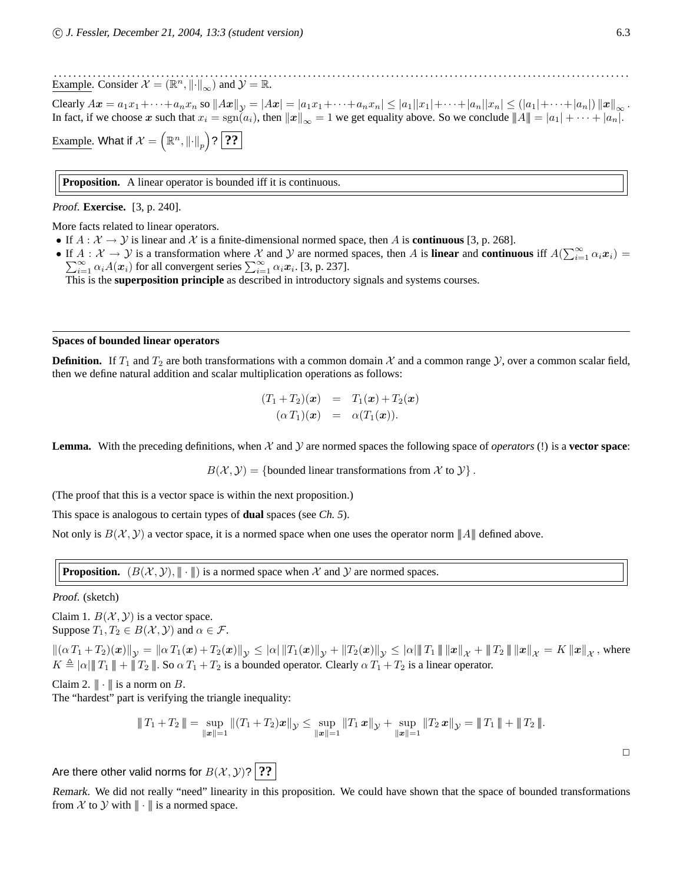Example. Consider $\mathcal{X} = (\mathbb{R}^n, \|\cdot\|_\infty)$ and $\mathcal{Y} = \mathbb{R}$.

Clearly $A\boldsymbol{x} = a_1 x_1 + \cdots + a_n x_n$ so $\|A\boldsymbol{x}\|_\mathcal{Y} = |A\boldsymbol{x}| = |a_1 x_1 + \cdots + a_n x_n| \le |a_1||x_1| + \cdots + |a_n||x_n| \le (|a_1| + \cdots + |a_n|) \|\boldsymbol{x}\|_\infty$. In fact, if we choose $\boldsymbol{x}$ such that $x_i = \mathrm{sgn}(a_i)$, then $\|\boldsymbol{x}\|_\infty = 1$ we get equality above. So we conclude $|\!|\!| A |\!|\!| = |a_1| + \cdots + |a_n|$.

Example. What if $\mathcal{X} = \left(\mathbb{R}^n, \|\cdot\|_p\right)$? **??**

> **Proposition.** A linear operator is bounded iff it is continuous.

*Proof.* **Exercise.** [3, p. 240].

More facts related to linear operators.

- If $A : \mathcal{X} \to \mathcal{Y}$ is linear and $\mathcal{X}$ is a finite-dimensional normed space, then $A$ is **continuous** [3, p. 268].
- If $A : \mathcal{X} \to \mathcal{Y}$ is a transformation where $\mathcal{X}$ and $\mathcal{Y}$ are normed spaces, then $A$ is **linear** and **continuous** iff $A(\sum_{i=1}^\infty \alpha_i \boldsymbol{x}_i) = \sum_{i=1}^\infty \alpha_i A(\boldsymbol{x}_i)$ for all convergent series $\sum_{i=1}^\infty \alpha_i \boldsymbol{x}_i$. [3, p. 237].
  This is the **superposition principle** as described in introductory signals and systems courses.

---

### Spaces of bounded linear operators

**Definition.** If $T_1$ and $T_2$ are both transformations with a common domain $\mathcal{X}$ and a common range $\mathcal{Y}$, over a common scalar field, then we define natural addition and scalar multiplication operations as follows:

$$
\begin{aligned}
(T_1 + T_2)(\boldsymbol{x}) &= T_1(\boldsymbol{x}) + T_2(\boldsymbol{x}) \\
(\alpha\, T_1)(\boldsymbol{x}) &= \alpha(T_1(\boldsymbol{x})).
\end{aligned}
$$

**Lemma.** With the preceding definitions, when $\mathcal{X}$ and $\mathcal{Y}$ are normed spaces the following space of *operators* (!) is a **vector space**:

$$
B(\mathcal{X}, \mathcal{Y}) = \{\text{bounded linear transformations from } \mathcal{X} \text{ to } \mathcal{Y}\}.
$$

(The proof that this is a vector space is within the next proposition.)

This space is analogous to certain types of **dual** spaces (see *Ch. 5*).

Not only is $B(\mathcal{X}, \mathcal{Y})$ a vector space, it is a normed space when one uses the operator norm $|\!|\!| A |\!|\!|$ defined above.

> **Proposition.** $(B(\mathcal{X}, \mathcal{Y}), |\!|\!| \cdot |\!|\!|)$ is a normed space when $\mathcal{X}$ and $\mathcal{Y}$ are normed spaces.

*Proof.* (sketch)

Claim 1. $B(\mathcal{X}, \mathcal{Y})$ is a vector space.
Suppose $T_1, T_2 \in B(\mathcal{X}, \mathcal{Y})$ and $\alpha \in \mathcal{F}$.

$\|(\alpha\, T_1 + T_2)(\boldsymbol{x})\|_\mathcal{Y} = \|\alpha\, T_1(\boldsymbol{x}) + T_2(\boldsymbol{x})\|_\mathcal{Y} \le |\alpha| \, \|T_1(\boldsymbol{x})\|_\mathcal{Y} + \|T_2(\boldsymbol{x})\|_\mathcal{Y} \le |\alpha| |\!|\!| T_1 |\!|\!| \, \|\boldsymbol{x}\|_\mathcal{X} + |\!|\!| T_2 |\!|\!| \, \|\boldsymbol{x}\|_\mathcal{X} = K \|\boldsymbol{x}\|_\mathcal{X}$, where $K \triangleq |\alpha| |\!|\!| T_1 |\!|\!| + |\!|\!| T_2 |\!|\!|$. So $\alpha\, T_1 + T_2$ is a bounded operator. Clearly $\alpha\, T_1 + T_2$ is a linear operator.

Claim 2. $|\!|\!| \cdot |\!|\!|$ is a norm on $B$.
The "hardest" part is verifying the triangle inequality:

$$
|\!|\!| T_1 + T_2 |\!|\!| = \sup_{\|\boldsymbol{x}\|=1} \|(T_1 + T_2)\boldsymbol{x}\|_\mathcal{Y} \le \sup_{\|\boldsymbol{x}\|=1} \|T_1\, \boldsymbol{x}\|_\mathcal{Y} + \sup_{\|\boldsymbol{x}\|=1} \|T_2\, \boldsymbol{x}\|_\mathcal{Y} = |\!|\!| T_1 |\!|\!| + |\!|\!| T_2 |\!|\!|.
$$

□

Are there other valid norms for $B(\mathcal{X}, \mathcal{Y})$? **??**

*Remark.* We did not really "need" linearity in this proposition. We could have shown that the space of bounded transformations from $\mathcal{X}$ to $\mathcal{Y}$ with $|\!|\!| \cdot |\!|\!|$ is a normed space.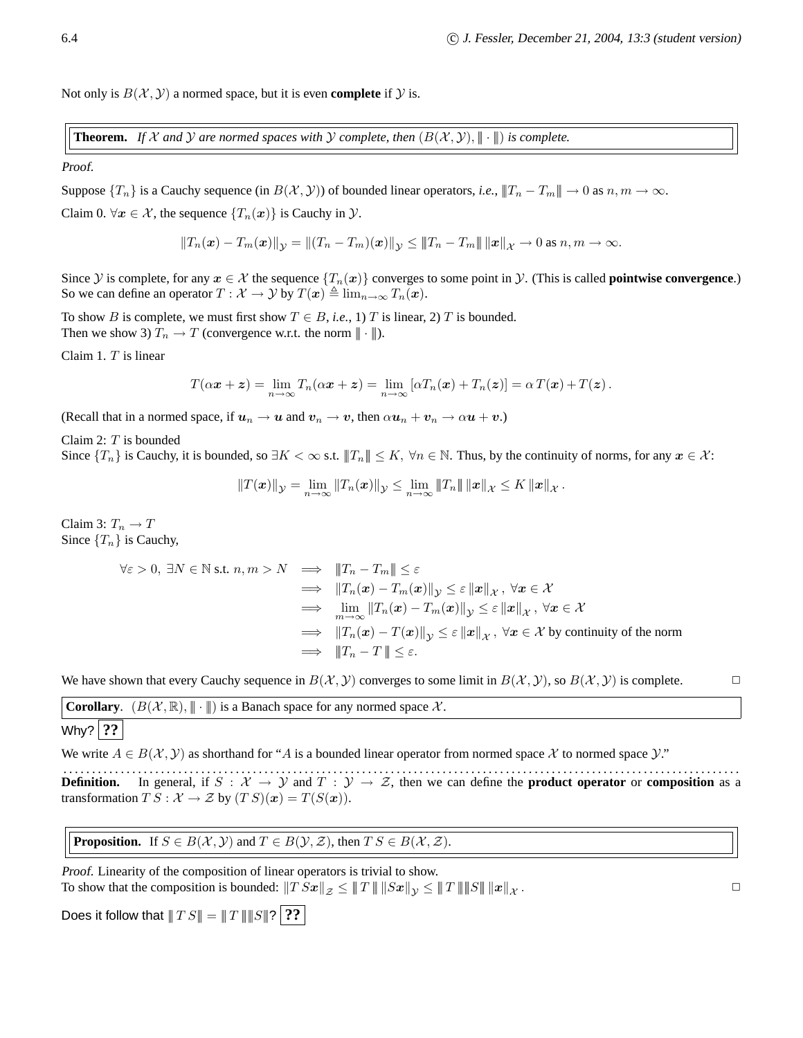Not only is $B(\mathcal{X}, \mathcal{Y})$ a normed space, but it is even **complete** if $\mathcal{Y}$ is.

**Theorem.** *If $\mathcal{X}$ and $\mathcal{Y}$ are normed spaces with $\mathcal{Y}$ complete, then $(B(\mathcal{X}, \mathcal{Y}), \|\!| \cdot |\!\|)$ is complete.*

*Proof.*

Suppose $\{T_n\}$ is a Cauchy sequence (in $B(\mathcal{X}, \mathcal{Y})$) of bounded linear operators, *i.e.,* $|\!\|T_n - T_m|\!\| \to 0$ as $n, m \to \infty$.

Claim 0. $\forall \boldsymbol{x} \in \mathcal{X}$, the sequence $\{T_n(\boldsymbol{x})\}$ is Cauchy in $\mathcal{Y}$.

$$\|T_n(\boldsymbol{x}) - T_m(\boldsymbol{x})\|_{\mathcal{Y}} = \|(T_n - T_m)(\boldsymbol{x})\|_{\mathcal{Y}} \le |\!\|T_n - T_m|\!\| \, \|\boldsymbol{x}\|_{\mathcal{X}} \to 0 \text{ as } n, m \to \infty.$$

Since $\mathcal{Y}$ is complete, for any $\boldsymbol{x} \in \mathcal{X}$ the sequence $\{T_n(\boldsymbol{x})\}$ converges to some point in $\mathcal{Y}$. (This is called **pointwise convergence**.) So we can define an operator $T : \mathcal{X} \to \mathcal{Y}$ by $T(\boldsymbol{x}) \triangleq \lim_{n\to\infty} T_n(\boldsymbol{x})$.

To show $B$ is complete, we must first show $T \in B$, *i.e.,* 1) $T$ is linear, 2) $T$ is bounded.
Then we show 3) $T_n \to T$ (convergence w.r.t. the norm $|\!\| \cdot |\!\|$).

Claim 1. $T$ is linear

$$T(\alpha \boldsymbol{x} + \boldsymbol{z}) = \lim_{n\to\infty} T_n(\alpha \boldsymbol{x} + \boldsymbol{z}) = \lim_{n\to\infty} [\alpha T_n(\boldsymbol{x}) + T_n(\boldsymbol{z})] = \alpha\, T(\boldsymbol{x}) + T(\boldsymbol{z}) \, .$$

(Recall that in a normed space, if $\boldsymbol{u}_n \to \boldsymbol{u}$ and $\boldsymbol{v}_n \to \boldsymbol{v}$, then $\alpha \boldsymbol{u}_n + \boldsymbol{v}_n \to \alpha \boldsymbol{u} + \boldsymbol{v}$.)

Claim 2: $T$ is bounded
Since $\{T_n\}$ is Cauchy, it is bounded, so $\exists K < \infty$ s.t. $|\!\|T_n|\!\| \le K$, $\forall n \in \mathbb{N}$. Thus, by the continuity of norms, for any $\boldsymbol{x} \in \mathcal{X}$:

$$\|T(\boldsymbol{x})\|_{\mathcal{Y}} = \lim_{n\to\infty} \|T_n(\boldsymbol{x})\|_{\mathcal{Y}} \le \lim_{n\to\infty} |\!\|T_n|\!\| \, \|\boldsymbol{x}\|_{\mathcal{X}} \le K \, \|\boldsymbol{x}\|_{\mathcal{X}} \, .$$

Claim 3: $T_n \to T$
Since $\{T_n\}$ is Cauchy,

$$\begin{aligned}
\forall \varepsilon > 0, \ \exists N \in \mathbb{N} \text{ s.t. } n, m > N \quad &\Longrightarrow \quad |\!\|T_n - T_m|\!\| \le \varepsilon \\
&\Longrightarrow \quad \|T_n(\boldsymbol{x}) - T_m(\boldsymbol{x})\|_{\mathcal{Y}} \le \varepsilon \, \|\boldsymbol{x}\|_{\mathcal{X}} \, , \ \forall \boldsymbol{x} \in \mathcal{X} \\
&\Longrightarrow \quad \lim_{m\to\infty} \|T_n(\boldsymbol{x}) - T_m(\boldsymbol{x})\|_{\mathcal{Y}} \le \varepsilon \, \|\boldsymbol{x}\|_{\mathcal{X}} \, , \ \forall \boldsymbol{x} \in \mathcal{X} \\
&\Longrightarrow \quad \|T_n(\boldsymbol{x}) - T(\boldsymbol{x})\|_{\mathcal{Y}} \le \varepsilon \, \|\boldsymbol{x}\|_{\mathcal{X}} \, , \ \forall \boldsymbol{x} \in \mathcal{X} \text{ by continuity of the norm} \\
&\Longrightarrow \quad |\!\|T_n - T\,|\!\| \le \varepsilon.
\end{aligned}$$

We have shown that every Cauchy sequence in $B(\mathcal{X}, \mathcal{Y})$ converges to some limit in $B(\mathcal{X}, \mathcal{Y})$, so $B(\mathcal{X}, \mathcal{Y})$ is complete. □

**Corollary**. $(B(\mathcal{X}, \mathbb{R}), |\!\| \cdot |\!\|)$ is a Banach space for any normed space $\mathcal{X}$.

Why? **??**

We write $A \in B(\mathcal{X}, \mathcal{Y})$ as shorthand for "$A$ is a bounded linear operator from normed space $\mathcal{X}$ to normed space $\mathcal{Y}$."

---

**Definition.** In general, if $S : \mathcal{X} \to \mathcal{Y}$ and $T : \mathcal{Y} \to \mathcal{Z}$, then we can define the **product operator** or **composition** as a transformation $T\,S : \mathcal{X} \to \mathcal{Z}$ by $(T\,S)(\boldsymbol{x}) = T(S(\boldsymbol{x}))$.

**Proposition.** If $S \in B(\mathcal{X}, \mathcal{Y})$ and $T \in B(\mathcal{Y}, \mathcal{Z})$, then $T\,S \in B(\mathcal{X}, \mathcal{Z})$.

*Proof.* Linearity of the composition of linear operators is trivial to show.
To show that the composition is bounded: $\|T\,S\boldsymbol{x}\|_{\mathcal{Z}} \le |\!\|\,T\,|\!\| \, \|S\boldsymbol{x}\|_{\mathcal{Y}} \le |\!\|\,T\,|\!\| |\!\|S|\!\| \, \|\boldsymbol{x}\|_{\mathcal{X}}$. □

Does it follow that $|\!\|\,T\,S|\!\| = |\!\|\,T\,|\!\| |\!\|S|\!\|$? **??**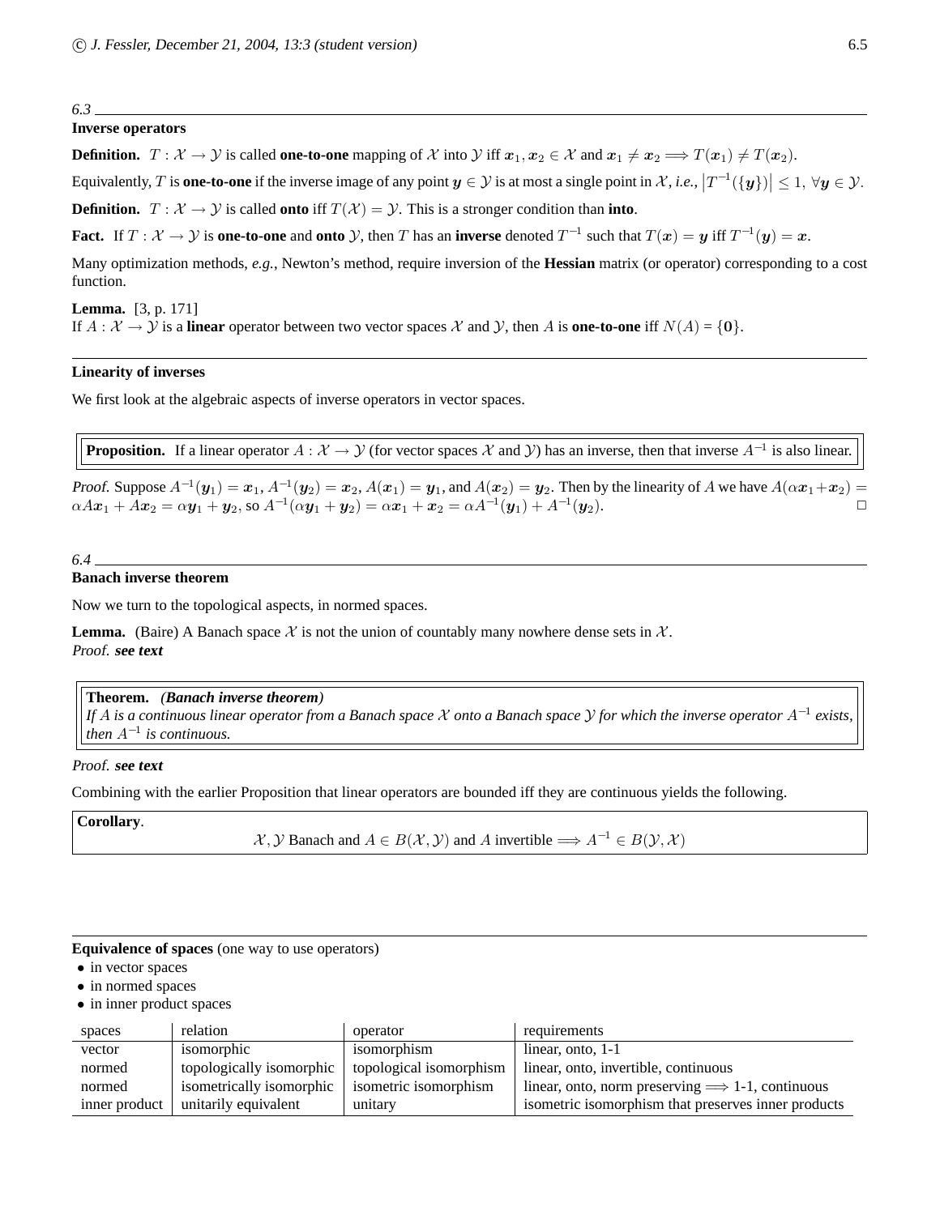*6.3*

**Inverse operators**

**Definition.** $T : \mathcal{X} \to \mathcal{Y}$ is called **one-to-one** mapping of $\mathcal{X}$ into $\mathcal{Y}$ iff $\boldsymbol{x}_1, \boldsymbol{x}_2 \in \mathcal{X}$ and $\boldsymbol{x}_1 \neq \boldsymbol{x}_2 \Longrightarrow T(\boldsymbol{x}_1) \neq T(\boldsymbol{x}_2)$.

Equivalently, $T$ is **one-to-one** if the inverse image of any point $\boldsymbol{y} \in \mathcal{Y}$ is at most a single point in $\mathcal{X}$, *i.e.*, $\left|T^{-1}(\{\boldsymbol{y}\})\right| \leq 1, \ \forall \boldsymbol{y} \in \mathcal{Y}$.

**Definition.** $T : \mathcal{X} \to \mathcal{Y}$ is called **onto** iff $T(\mathcal{X}) = \mathcal{Y}$. This is a stronger condition than **into**.

**Fact.** If $T : \mathcal{X} \to \mathcal{Y}$ is **one-to-one** and **onto** $\mathcal{Y}$, then $T$ has an **inverse** denoted $T^{-1}$ such that $T(\boldsymbol{x}) = \boldsymbol{y}$ iff $T^{-1}(\boldsymbol{y}) = \boldsymbol{x}$.

Many optimization methods, *e.g.*, Newton's method, require inversion of the **Hessian** matrix (or operator) corresponding to a cost function.

**Lemma.** [3, p. 171]
If $A : \mathcal{X} \to \mathcal{Y}$ is a **linear** operator between two vector spaces $\mathcal{X}$ and $\mathcal{Y}$, then $A$ is **one-to-one** iff $N(A) = \{\mathbf{0}\}$.

**Linearity of inverses**

We first look at the algebraic aspects of inverse operators in vector spaces.

**Proposition.** If a linear operator $A : \mathcal{X} \to \mathcal{Y}$ (for vector spaces $\mathcal{X}$ and $\mathcal{Y}$) has an inverse, then that inverse $A^{-1}$ is also linear.

*Proof.* Suppose $A^{-1}(\boldsymbol{y}_1) = \boldsymbol{x}_1$, $A^{-1}(\boldsymbol{y}_2) = \boldsymbol{x}_2$, $A(\boldsymbol{x}_1) = \boldsymbol{y}_1$, and $A(\boldsymbol{x}_2) = \boldsymbol{y}_2$. Then by the linearity of $A$ we have $A(\alpha\boldsymbol{x}_1 + \boldsymbol{x}_2) = \alpha A\boldsymbol{x}_1 + A\boldsymbol{x}_2 = \alpha\boldsymbol{y}_1 + \boldsymbol{y}_2$, so $A^{-1}(\alpha\boldsymbol{y}_1 + \boldsymbol{y}_2) = \alpha\boldsymbol{x}_1 + \boldsymbol{x}_2 = \alpha A^{-1}(\boldsymbol{y}_1) + A^{-1}(\boldsymbol{y}_2)$. □

*6.4*

**Banach inverse theorem**

Now we turn to the topological aspects, in normed spaces.

**Lemma.** (Baire) A Banach space $\mathcal{X}$ is not the union of countably many nowhere dense sets in $\mathcal{X}$.
*Proof.* ***see text***

**Theorem.** ***(Banach inverse theorem)***
*If $A$ is a continuous linear operator from a Banach space $\mathcal{X}$ onto a Banach space $\mathcal{Y}$ for which the inverse operator $A^{-1}$ exists, then $A^{-1}$ is continuous.*

*Proof.* ***see text***

Combining with the earlier Proposition that linear operators are bounded iff they are continuous yields the following.

**Corollary**.

$$\mathcal{X}, \mathcal{Y} \text{ Banach and } A \in B(\mathcal{X}, \mathcal{Y}) \text{ and } A \text{ invertible} \Longrightarrow A^{-1} \in B(\mathcal{Y}, \mathcal{X})$$

**Equivalence of spaces** (one way to use operators)

- in vector spaces
- in normed spaces
- in inner product spaces

| spaces | relation | operator | requirements |
|---|---|---|---|
| vector | isomorphic | isomorphism | linear, onto, 1-1 |
| normed | topologically isomorphic | topological isomorphism | linear, onto, invertible, continuous |
| normed | isometrically isomorphic | isometric isomorphism | linear, onto, norm preserving $\Longrightarrow$ 1-1, continuous |
| inner product | unitarily equivalent | unitary | isometric isomorphism that preserves inner products |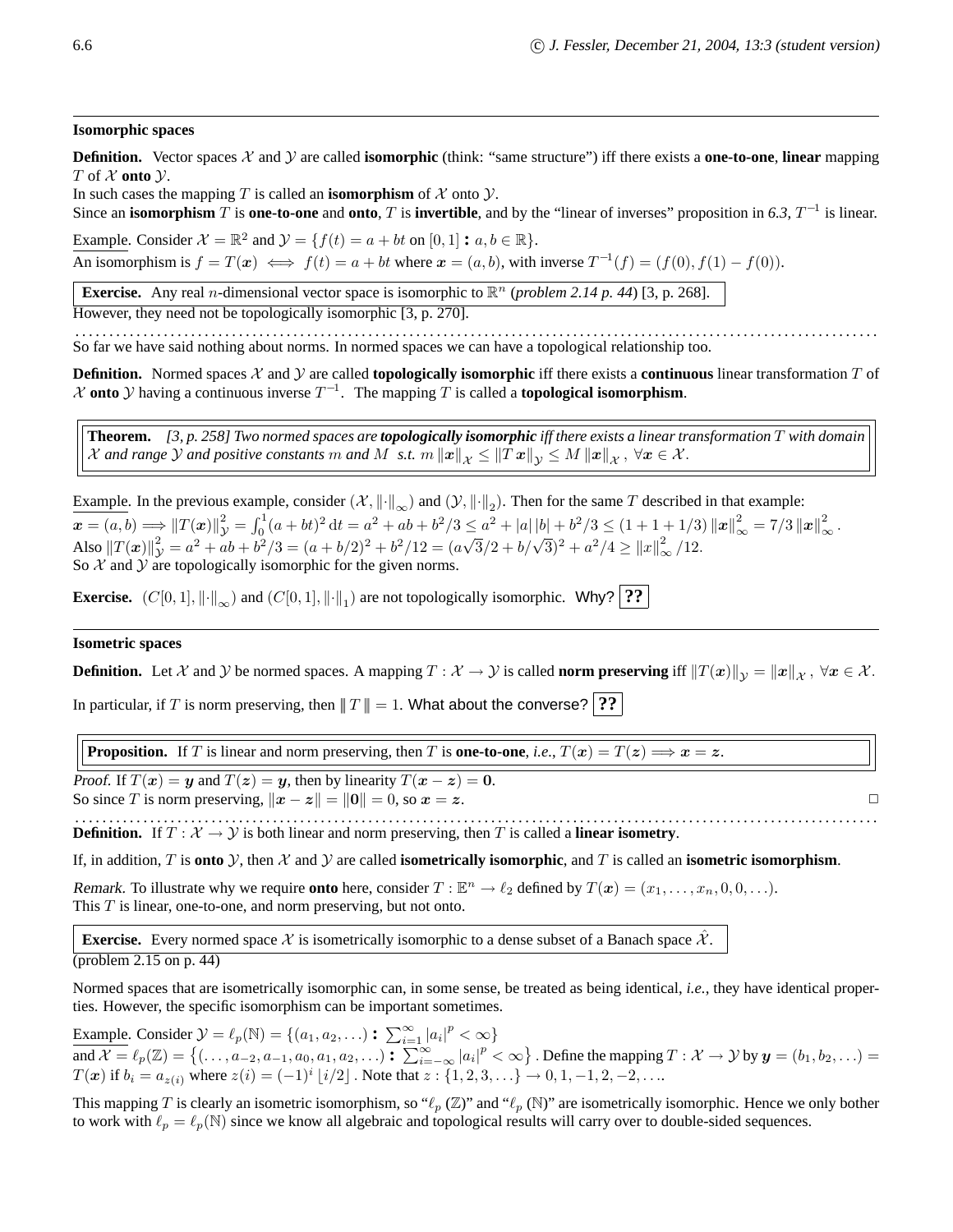### Isomorphic spaces

**Definition.** Vector spaces $\mathcal{X}$ and $\mathcal{Y}$ are called **isomorphic** (think: "same structure") iff there exists a **one-to-one**, **linear** mapping $T$ of $\mathcal{X}$ **onto** $\mathcal{Y}$.
In such cases the mapping $T$ is called an **isomorphism** of $\mathcal{X}$ onto $\mathcal{Y}$.
Since an **isomorphism** $T$ is **one-to-one** and **onto**, $T$ is **invertible**, and by the "linear of inverses" proposition in *6.3*, $T^{-1}$ is linear.

Example. Consider $\mathcal{X} = \mathbb{R}^2$ and $\mathcal{Y} = \{f(t) = a + bt \text{ on } [0,1] : a, b \in \mathbb{R}\}$.
An isomorphism is $f = T(\boldsymbol{x}) \iff f(t) = a + bt$ where $\boldsymbol{x} = (a, b)$, with inverse $T^{-1}(f) = (f(0), f(1) - f(0))$.

**Exercise.** Any real $n$-dimensional vector space is isomorphic to $\mathbb{R}^n$ (*problem 2.14 p. 44*) [3, p. 268].
However, they need not be topologically isomorphic [3, p. 270].

So far we have said nothing about norms. In normed spaces we can have a topological relationship too.

**Definition.** Normed spaces $\mathcal{X}$ and $\mathcal{Y}$ are called **topologically isomorphic** iff there exists a **continuous** linear transformation $T$ of $\mathcal{X}$ **onto** $\mathcal{Y}$ having a continuous inverse $T^{-1}$. The mapping $T$ is called a **topological isomorphism**.

**Theorem.** *[3, p. 258] Two normed spaces are* ***topologically isomorphic*** *iff there exists a linear transformation $T$ with domain $\mathcal{X}$ and range $\mathcal{Y}$ and positive constants $m$ and $M$ s.t. $m \|\boldsymbol{x}\|_{\mathcal{X}} \leq \|T\boldsymbol{x}\|_{\mathcal{Y}} \leq M \|\boldsymbol{x}\|_{\mathcal{X}}, \forall \boldsymbol{x} \in \mathcal{X}$.*

Example. In the previous example, consider $(\mathcal{X}, \|\cdot\|_\infty)$ and $(\mathcal{Y}, \|\cdot\|_2)$. Then for the same $T$ described in that example:
$\boldsymbol{x} = (a, b) \Longrightarrow \|T(\boldsymbol{x})\|_{\mathcal{Y}}^2 = \int_0^1 (a + bt)^2 \, dt = a^2 + ab + b^2/3 \leq a^2 + |a|\,|b| + b^2/3 \leq (1 + 1 + 1/3) \|\boldsymbol{x}\|_\infty^2 = 7/3 \|\boldsymbol{x}\|_\infty^2$.
Also $\|T(\boldsymbol{x})\|_{\mathcal{Y}}^2 = a^2 + ab + b^2/3 = (a + b/2)^2 + b^2/12 = (a\sqrt{3}/2 + b/\sqrt{3})^2 + a^2/4 \geq \|x\|_\infty^2 / 12$.
So $\mathcal{X}$ and $\mathcal{Y}$ are topologically isomorphic for the given norms.

**Exercise.** $(C[0,1], \|\cdot\|_\infty)$ and $(C[0,1], \|\cdot\|_1)$ are not topologically isomorphic. Why? **??**

### Isometric spaces

**Definition.** Let $\mathcal{X}$ and $\mathcal{Y}$ be normed spaces. A mapping $T : \mathcal{X} \to \mathcal{Y}$ is called **norm preserving** iff $\|T(\boldsymbol{x})\|_{\mathcal{Y}} = \|\boldsymbol{x}\|_{\mathcal{X}}, \forall \boldsymbol{x} \in \mathcal{X}$.

In particular, if $T$ is norm preserving, then $\|\, T \,\| = 1$. What about the converse? **??**

**Proposition.** If $T$ is linear and norm preserving, then $T$ is **one-to-one**, *i.e.*, $T(\boldsymbol{x}) = T(\boldsymbol{z}) \Longrightarrow \boldsymbol{x} = \boldsymbol{z}$.

*Proof.* If $T(\boldsymbol{x}) = \boldsymbol{y}$ and $T(\boldsymbol{z}) = \boldsymbol{y}$, then by linearity $T(\boldsymbol{x} - \boldsymbol{z}) = \boldsymbol{0}$.
So since $T$ is norm preserving, $\|\boldsymbol{x} - \boldsymbol{z}\| = \|\boldsymbol{0}\| = 0$, so $\boldsymbol{x} = \boldsymbol{z}$. □

**Definition.** If $T : \mathcal{X} \to \mathcal{Y}$ is both linear and norm preserving, then $T$ is called a **linear isometry**.

If, in addition, $T$ is **onto** $\mathcal{Y}$, then $\mathcal{X}$ and $\mathcal{Y}$ are called **isometrically isomorphic**, and $T$ is called an **isometric isomorphism**.

*Remark.* To illustrate why we require **onto** here, consider $T : \mathbb{E}^n \to \ell_2$ defined by $T(\boldsymbol{x}) = (x_1, \ldots, x_n, 0, 0, \ldots)$.
This $T$ is linear, one-to-one, and norm preserving, but not onto.

**Exercise.** Every normed space $\mathcal{X}$ is isometrically isomorphic to a dense subset of a Banach space $\hat{\mathcal{X}}$.
(problem 2.15 on p. 44)

Normed spaces that are isometrically isomorphic can, in some sense, be treated as being identical, *i.e.*, they have identical properties. However, the specific isomorphism can be important sometimes.

Example. Consider $\mathcal{Y} = \ell_p(\mathbb{N}) = \{(a_1, a_2, \ldots) : \sum_{i=1}^\infty |a_i|^p < \infty\}$
and $\mathcal{X} = \ell_p(\mathbb{Z}) = \left\{(\ldots, a_{-2}, a_{-1}, a_0, a_1, a_2, \ldots) : \sum_{i=-\infty}^\infty |a_i|^p < \infty\right\}$. Define the mapping $T : \mathcal{X} \to \mathcal{Y}$ by $\boldsymbol{y} = (b_1, b_2, \ldots) = T(\boldsymbol{x})$ if $b_i = a_{z(i)}$ where $z(i) = (-1)^i \lfloor i/2 \rfloor$. Note that $z : \{1, 2, 3, \ldots\} \to 0, 1, -1, 2, -2, \ldots$.

This mapping $T$ is clearly an isometric isomorphism, so "$\ell_p(\mathbb{Z})$" and "$\ell_p(\mathbb{N})$" are isometrically isomorphic. Hence we only bother to work with $\ell_p = \ell_p(\mathbb{N})$ since we know all algebraic and topological results will carry over to double-sided sequences.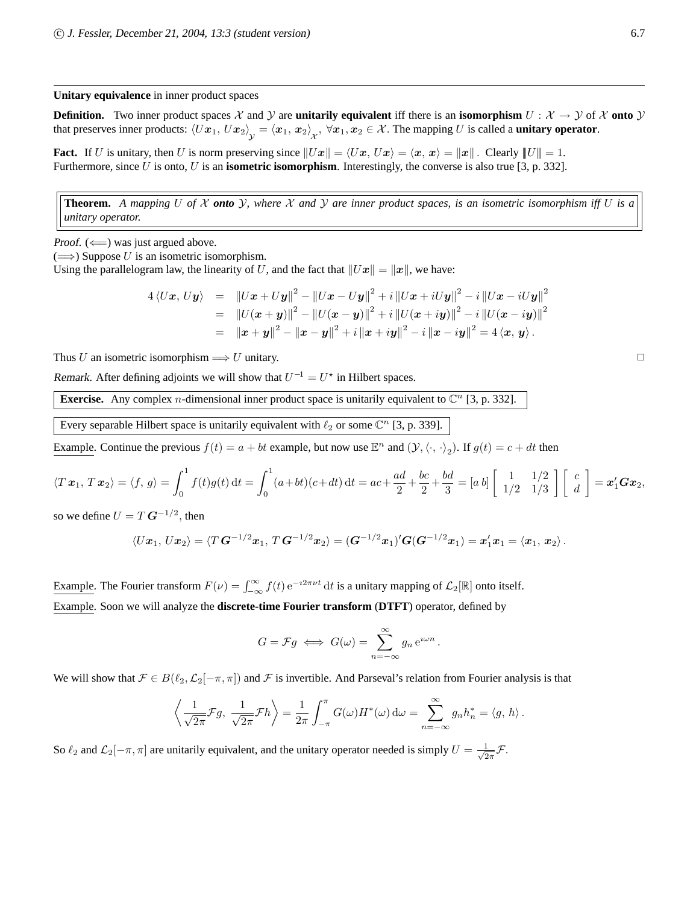**Unitary equivalence** in inner product spaces

**Definition.** Two inner product spaces $\mathcal{X}$ and $\mathcal{Y}$ are **unitarily equivalent** iff there is an **isomorphism** $U : \mathcal{X} \to \mathcal{Y}$ of $\mathcal{X}$ **onto** $\mathcal{Y}$ that preserves inner products: $\langle U\boldsymbol{x}_1, U\boldsymbol{x}_2\rangle_{\mathcal{Y}} = \langle \boldsymbol{x}_1, \boldsymbol{x}_2\rangle_{\mathcal{X}}, \ \forall \boldsymbol{x}_1, \boldsymbol{x}_2 \in \mathcal{X}$. The mapping $U$ is called a **unitary operator**.

**Fact.** If $U$ is unitary, then $U$ is norm preserving since $\|U\boldsymbol{x}\| = \langle U\boldsymbol{x}, U\boldsymbol{x}\rangle = \langle \boldsymbol{x}, \boldsymbol{x}\rangle = \|\boldsymbol{x}\|$. Clearly $|\!|\!|U|\!|\!| = 1$. Furthermore, since $U$ is onto, $U$ is an **isometric isomorphism**. Interestingly, the converse is also true [3, p. 332].

**Theorem.** *A mapping $U$ of $\mathcal{X}$ **onto** $\mathcal{Y}$, where $\mathcal{X}$ and $\mathcal{Y}$ are inner product spaces, is an isometric isomorphism iff $U$ is a unitary operator.*

*Proof.* ($\Longleftarrow$) was just argued above.
($\Longrightarrow$) Suppose $U$ is an isometric isomorphism.
Using the parallelogram law, the linearity of $U$, and the fact that $\|U\boldsymbol{x}\| = \|\boldsymbol{x}\|$, we have:

$$
\begin{aligned}
4\langle U\boldsymbol{x}, U\boldsymbol{y}\rangle &= \|U\boldsymbol{x} + U\boldsymbol{y}\|^2 - \|U\boldsymbol{x} - U\boldsymbol{y}\|^2 + i\,\|U\boldsymbol{x} + iU\boldsymbol{y}\|^2 - i\,\|U\boldsymbol{x} - iU\boldsymbol{y}\|^2 \\
&= \|U(\boldsymbol{x} + \boldsymbol{y})\|^2 - \|U(\boldsymbol{x} - \boldsymbol{y})\|^2 + i\,\|U(\boldsymbol{x} + i\boldsymbol{y})\|^2 - i\,\|U(\boldsymbol{x} - i\boldsymbol{y})\|^2 \\
&= \|\boldsymbol{x} + \boldsymbol{y}\|^2 - \|\boldsymbol{x} - \boldsymbol{y}\|^2 + i\,\|\boldsymbol{x} + i\boldsymbol{y}\|^2 - i\,\|\boldsymbol{x} - i\boldsymbol{y}\|^2 = 4\langle \boldsymbol{x}, \boldsymbol{y}\rangle.
\end{aligned}
$$

Thus $U$ an isometric isomorphism $\Longrightarrow U$ unitary. □

*Remark.* After defining adjoints we will show that $U^{-1} = U^\star$ in Hilbert spaces.

**Exercise.** Any complex $n$-dimensional inner product space is unitarily equivalent to $\mathbb{C}^n$ [3, p. 332].

Every separable Hilbert space is unitarily equivalent with $\ell_2$ or some $\mathbb{C}^n$ [3, p. 339].

Example. Continue the previous $f(t) = a + bt$ example, but now use $\mathbb{E}^n$ and $(\mathcal{Y}, \langle\cdot, \cdot\rangle_2)$. If $g(t) = c + dt$ then

$$
\langle T\,\boldsymbol{x}_1, T\,\boldsymbol{x}_2\rangle = \langle f, g\rangle = \int_0^1 f(t)g(t)\,\mathrm{d}t = \int_0^1 (a+bt)(c+dt)\,\mathrm{d}t = ac + \frac{ad}{2} + \frac{bc}{2} + \frac{bd}{3} = [a\; b]\begin{bmatrix} 1 & 1/2 \\ 1/2 & 1/3 \end{bmatrix}\begin{bmatrix} c \\ d \end{bmatrix} = \boldsymbol{x}_1'\boldsymbol{G}\boldsymbol{x}_2,
$$

so we define $U = T\,\boldsymbol{G}^{-1/2}$, then

$$
\langle U\boldsymbol{x}_1, U\boldsymbol{x}_2\rangle = \langle T\,\boldsymbol{G}^{-1/2}\boldsymbol{x}_1, T\,\boldsymbol{G}^{-1/2}\boldsymbol{x}_2\rangle = (\boldsymbol{G}^{-1/2}\boldsymbol{x}_1)'\boldsymbol{G}(\boldsymbol{G}^{-1/2}\boldsymbol{x}_1) = \boldsymbol{x}_1'\boldsymbol{x}_1 = \langle \boldsymbol{x}_1, \boldsymbol{x}_2\rangle.
$$

Example. The Fourier transform $F(\nu) = \int_{-\infty}^{\infty} f(t)\,\mathrm{e}^{-\imath 2\pi\nu t}\,\mathrm{d}t$ is a unitary mapping of $\mathcal{L}_2[\mathbb{R}]$ onto itself.

Example. Soon we will analyze the **discrete-time Fourier transform** (**DTFT**) operator, defined by

$$
G = \mathcal{F}g \iff G(\omega) = \sum_{n=-\infty}^{\infty} g_n\,\mathrm{e}^{\imath\omega n}.
$$

We will show that $\mathcal{F} \in B(\ell_2, \mathcal{L}_2[-\pi, \pi])$ and $\mathcal{F}$ is invertible. And Parseval's relation from Fourier analysis is that

$$
\left\langle \frac{1}{\sqrt{2\pi}}\mathcal{F}g, \frac{1}{\sqrt{2\pi}}\mathcal{F}h \right\rangle = \frac{1}{2\pi}\int_{-\pi}^{\pi} G(\omega)H^*(\omega)\,\mathrm{d}\omega = \sum_{n=-\infty}^{\infty} g_n h_n^* = \langle g, h\rangle.
$$

So $\ell_2$ and $\mathcal{L}_2[-\pi, \pi]$ are unitarily equivalent, and the unitary operator needed is simply $U = \frac{1}{\sqrt{2\pi}}\mathcal{F}$.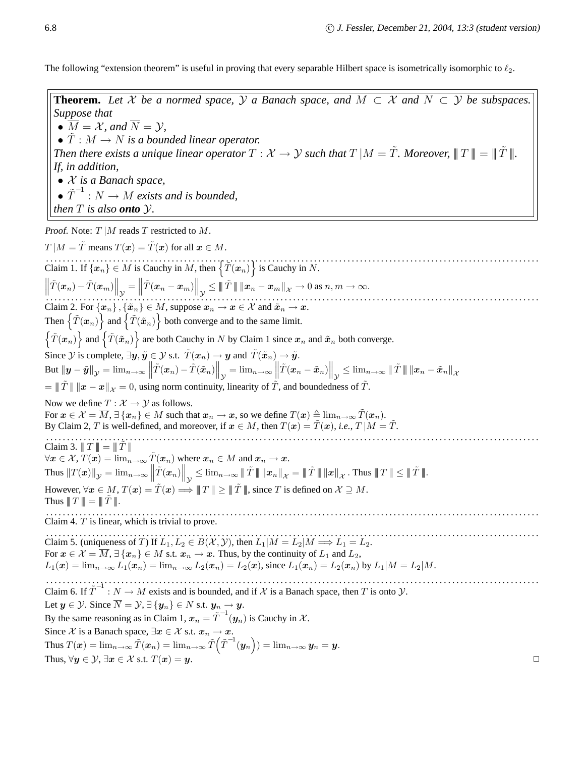The following "extension theorem" is useful in proving that every separable Hilbert space is isometrically isomorphic to $\ell_2$.

**Theorem.** *Let $\mathcal{X}$ be a normed space, $\mathcal{Y}$ a Banach space, and $M \subset \mathcal{X}$ and $N \subset \mathcal{Y}$ be subspaces. Suppose that*
- $\overline{M} = \mathcal{X}$*, and* $\overline{N} = \mathcal{Y}$*,*
- $\tilde{T} : M \to N$ *is a bounded linear operator.*

*Then there exists a unique linear operator $T : \mathcal{X} \to \mathcal{Y}$ such that $T\,|M = \tilde{T}$. Moreover, $\|\!|\, T \,|\!\| = \|\!|\, \tilde{T} \,|\!\|$.*
*If, in addition,*
- $\mathcal{X}$ *is a Banach space,*
- $\tilde{T}^{-1} : N \to M$ *exists and is bounded,*

*then $T$ is also **onto** $\mathcal{Y}$.*

*Proof.* Note: $T\,|M$ reads $T$ restricted to $M$.

$T\,|M = \tilde{T}$ means $T(\boldsymbol{x}) = \tilde{T}(\boldsymbol{x})$ for all $\boldsymbol{x} \in M$.

Claim 1. If $\{\boldsymbol{x}_n\} \in M$ is Cauchy in $M$, then $\left\{\tilde{T}(\boldsymbol{x}_n)\right\}$ is Cauchy in $N$.
$\left\|\tilde{T}(\boldsymbol{x}_n) - \tilde{T}(\boldsymbol{x}_m)\right\|_{\mathcal{Y}} = \left\|\tilde{T}(\boldsymbol{x}_n - \boldsymbol{x}_m)\right\|_{\mathcal{Y}} \le \|\!|\, \tilde{T} \,|\!\| \, \|\boldsymbol{x}_n - \boldsymbol{x}_m\|_{\mathcal{X}} \to 0$ as $n, m \to \infty$.

Claim 2. For $\{\boldsymbol{x}_n\}, \{\tilde{\boldsymbol{x}}_n\} \in M$, suppose $\boldsymbol{x}_n \to \boldsymbol{x} \in \mathcal{X}$ and $\tilde{\boldsymbol{x}}_n \to \boldsymbol{x}$.
Then $\left\{\tilde{T}(\boldsymbol{x}_n)\right\}$ and $\left\{\tilde{T}(\tilde{\boldsymbol{x}}_n)\right\}$ both converge and to the same limit.
$\left\{\tilde{T}(\boldsymbol{x}_n)\right\}$ and $\left\{\tilde{T}(\tilde{\boldsymbol{x}}_n)\right\}$ are both Cauchy in $N$ by Claim 1 since $\boldsymbol{x}_n$ and $\tilde{\boldsymbol{x}}_n$ both converge.
Since $\mathcal{Y}$ is complete, $\exists \boldsymbol{y}, \tilde{\boldsymbol{y}} \in \mathcal{Y}$ s.t. $\tilde{T}(\boldsymbol{x}_n) \to \boldsymbol{y}$ and $\tilde{T}(\tilde{\boldsymbol{x}}_n) \to \tilde{\boldsymbol{y}}$.
But $\|\boldsymbol{y} - \tilde{\boldsymbol{y}}\|_{\mathcal{Y}} = \lim_{n\to\infty} \left\|\tilde{T}(\boldsymbol{x}_n) - \tilde{T}(\tilde{\boldsymbol{x}}_n)\right\|_{\mathcal{Y}} = \lim_{n\to\infty} \left\|\tilde{T}(\boldsymbol{x}_n - \tilde{\boldsymbol{x}}_n)\right\|_{\mathcal{Y}} \le \lim_{n\to\infty} \|\!|\, \tilde{T} \,|\!\| \, \|\boldsymbol{x}_n - \tilde{\boldsymbol{x}}_n\|_{\mathcal{X}}$
$= \|\!|\, \tilde{T} \,|\!\| \, \|\boldsymbol{x} - \boldsymbol{x}\|_{\mathcal{X}} = 0$, using norm continuity, linearity of $\tilde{T}$, and boundedness of $\tilde{T}$.

Now we define $T : \mathcal{X} \to \mathcal{Y}$ as follows.
For $\boldsymbol{x} \in \mathcal{X} = \overline{M}$, $\exists \{\boldsymbol{x}_n\} \in M$ such that $\boldsymbol{x}_n \to \boldsymbol{x}$, so we define $T(\boldsymbol{x}) \triangleq \lim_{n\to\infty} \tilde{T}(\boldsymbol{x}_n)$.
By Claim 2, $T$ is well-defined, and moreover, if $\boldsymbol{x} \in M$, then $T(\boldsymbol{x}) = \tilde{T}(\boldsymbol{x})$, *i.e.*, $T\,|M = \tilde{T}$.

Claim 3. $\|\!|\, T \,|\!\| = \|\!|\, \tilde{T} \,|\!\|$
$\forall \boldsymbol{x} \in \mathcal{X}$, $T(\boldsymbol{x}) = \lim_{n\to\infty} \tilde{T}(\boldsymbol{x}_n)$ where $\boldsymbol{x}_n \in M$ and $\boldsymbol{x}_n \to \boldsymbol{x}$.
Thus $\|T(\boldsymbol{x})\|_{\mathcal{Y}} = \lim_{n\to\infty} \left\|\tilde{T}(\boldsymbol{x}_n)\right\|_{\mathcal{Y}} \le \lim_{n\to\infty} \|\!|\, \tilde{T} \,|\!\| \, \|\boldsymbol{x}_n\|_{\mathcal{X}} = \|\!|\, \tilde{T} \,|\!\| \, \|\boldsymbol{x}\|_{\mathcal{X}}$. Thus $\|\!|\, T \,|\!\| \le \|\!|\, \tilde{T} \,|\!\|$.
However, $\forall \boldsymbol{x} \in M$, $T(\boldsymbol{x}) = \tilde{T}(\boldsymbol{x}) \Longrightarrow \|\!|\, T \,|\!\| \ge \|\!|\, \tilde{T} \,|\!\|$, since $T$ is defined on $\mathcal{X} \supseteq M$.
Thus $\|\!|\, T \,|\!\| = \|\!|\, \tilde{T} \,|\!\|$.

Claim 4. $T$ is linear, which is trivial to prove.

Claim 5. (uniqueness of $T$) If $L_1, L_2 \in B(\mathcal{X}, \mathcal{Y})$, then $L_1|M = L_2|M \Longrightarrow L_1 = L_2$.
For $\boldsymbol{x} \in \mathcal{X} = \overline{M}$, $\exists \{\boldsymbol{x}_n\} \in M$ s.t. $\boldsymbol{x}_n \to \boldsymbol{x}$. Thus, by the continuity of $L_1$ and $L_2$,
$L_1(\boldsymbol{x}) = \lim_{n\to\infty} L_1(\boldsymbol{x}_n) = \lim_{n\to\infty} L_2(\boldsymbol{x}_n) = L_2(\boldsymbol{x})$, since $L_1(\boldsymbol{x}_n) = L_2(\boldsymbol{x}_n)$ by $L_1|M = L_2|M$.

Claim 6. If $\tilde{T}^{-1} : N \to M$ exists and is bounded, and if $\mathcal{X}$ is a Banach space, then $T$ is onto $\mathcal{Y}$.
Let $\boldsymbol{y} \in \mathcal{Y}$. Since $\overline{N} = \mathcal{Y}$, $\exists \{\boldsymbol{y}_n\} \in N$ s.t. $\boldsymbol{y}_n \to \boldsymbol{y}$.
By the same reasoning as in Claim 1, $\boldsymbol{x}_n = \tilde{T}^{-1}(\boldsymbol{y}_n)$ is Cauchy in $\mathcal{X}$.
Since $\mathcal{X}$ is a Banach space, $\exists \boldsymbol{x} \in \mathcal{X}$ s.t. $\boldsymbol{x}_n \to \boldsymbol{x}$.
Thus $T(\boldsymbol{x}) = \lim_{n\to\infty} \tilde{T}(\boldsymbol{x}_n) = \lim_{n\to\infty} \tilde{T}\left(\tilde{T}^{-1}(\boldsymbol{y}_n)\right) = \lim_{n\to\infty} \boldsymbol{y}_n = \boldsymbol{y}$.
Thus, $\forall \boldsymbol{y} \in \mathcal{Y}$, $\exists \boldsymbol{x} \in \mathcal{X}$ s.t. $T(\boldsymbol{x}) = \boldsymbol{y}$. $\square$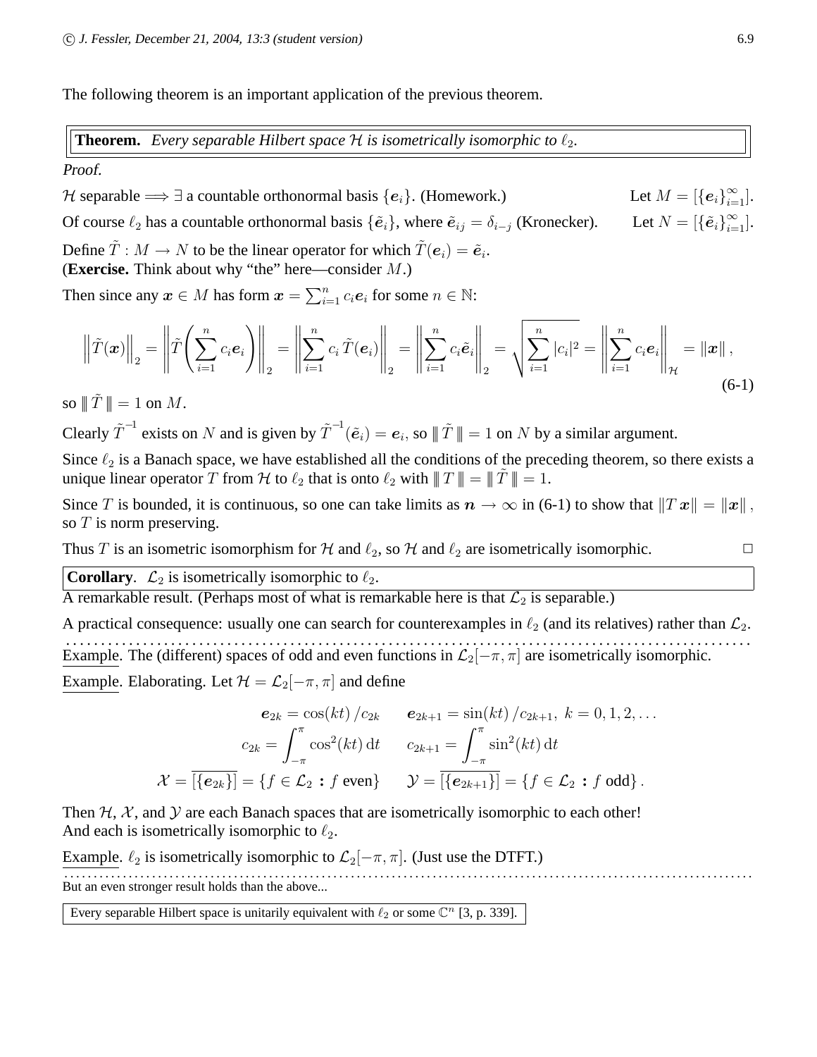The following theorem is an important application of the previous theorem.

**Theorem.** *Every separable Hilbert space $\mathcal{H}$ is isometrically isomorphic to $\ell_2$.*

*Proof.*

$\mathcal{H}$ separable $\Longrightarrow \exists$ a countable orthonormal basis $\{\boldsymbol{e}_i\}$. (Homework.) Let $M = [\{\boldsymbol{e}_i\}_{i=1}^\infty]$.

Of course $\ell_2$ has a countable orthonormal basis $\{\tilde{\boldsymbol{e}}_i\}$, where $\tilde{\boldsymbol{e}}_{ij} = \delta_{i-j}$ (Kronecker). Let $N = [\{\tilde{\boldsymbol{e}}_i\}_{i=1}^\infty]$.

Define $\tilde{T} : M \to N$ to be the linear operator for which $\tilde{T}(\boldsymbol{e}_i) = \tilde{\boldsymbol{e}}_i$.
(**Exercise.** Think about why "the" here—consider $M$.)

Then since any $\boldsymbol{x} \in M$ has form $\boldsymbol{x} = \sum_{i=1}^n c_i \boldsymbol{e}_i$ for some $n \in \mathbb{N}$:

$$\left\| \tilde{T}(\boldsymbol{x}) \right\|_2 = \left\| \tilde{T}\left( \sum_{i=1}^n c_i \boldsymbol{e}_i \right) \right\|_2 = \left\| \sum_{i=1}^n c_i \, \tilde{T}(\boldsymbol{e}_i) \right\|_2 = \left\| \sum_{i=1}^n c_i \tilde{\boldsymbol{e}}_i \right\|_2 = \sqrt{\sum_{i=1}^n |c_i|^2} = \left\| \sum_{i=1}^n c_i \boldsymbol{e}_i \right\|_{\mathcal{H}} = \|\boldsymbol{x}\|, \tag{6-1}$$

so $|\!|\!| \tilde{T} |\!|\!| = 1$ on $M$.

Clearly $\tilde{T}^{-1}$ exists on $N$ and is given by $\tilde{T}^{-1}(\tilde{\boldsymbol{e}}_i) = \boldsymbol{e}_i$, so $|\!|\!| \tilde{T} |\!|\!| = 1$ on $N$ by a similar argument.

Since $\ell_2$ is a Banach space, we have established all the conditions of the preceding theorem, so there exists a unique linear operator $T$ from $\mathcal{H}$ to $\ell_2$ that is onto $\ell_2$ with $|\!|\!| T |\!|\!| = |\!|\!| \tilde{T} |\!|\!| = 1$.

Since $T$ is bounded, it is continuous, so one can take limits as $\boldsymbol{n} \to \infty$ in (6-1) to show that $\|T\,\boldsymbol{x}\| = \|\boldsymbol{x}\|$, so $T$ is norm preserving.

Thus $T$ is an isometric isomorphism for $\mathcal{H}$ and $\ell_2$, so $\mathcal{H}$ and $\ell_2$ are isometrically isomorphic. □

**Corollary**. $\mathcal{L}_2$ is isometrically isomorphic to $\ell_2$.

A remarkable result. (Perhaps most of what is remarkable here is that $\mathcal{L}_2$ is separable.)

A practical consequence: usually one can search for counterexamples in $\ell_2$ (and its relatives) rather than $\mathcal{L}_2$.

.....................................................................................................

Example. The (different) spaces of odd and even functions in $\mathcal{L}_2[-\pi, \pi]$ are isometrically isomorphic.

Example. Elaborating. Let $\mathcal{H} = \mathcal{L}_2[-\pi, \pi]$ and define

$$\begin{aligned}
\boldsymbol{e}_{2k} &= \cos(kt)/c_{2k} & \boldsymbol{e}_{2k+1} &= \sin(kt)/c_{2k+1}, \; k = 0, 1, 2, \ldots \\
c_{2k} &= \int_{-\pi}^{\pi} \cos^2(kt)\,\mathrm{d}t & c_{2k+1} &= \int_{-\pi}^{\pi} \sin^2(kt)\,\mathrm{d}t \\
\mathcal{X} = \overline{[\{\boldsymbol{e}_{2k}\}]} &= \{f \in \mathcal{L}_2 : f \text{ even}\} & \mathcal{Y} = \overline{[\{\boldsymbol{e}_{2k+1}\}]} &= \{f \in \mathcal{L}_2 : f \text{ odd}\}.
\end{aligned}$$

Then $\mathcal{H}$, $\mathcal{X}$, and $\mathcal{Y}$ are each Banach spaces that are isometrically isomorphic to each other!
And each is isometrically isomorphic to $\ell_2$.

Example. $\ell_2$ is isometrically isomorphic to $\mathcal{L}_2[-\pi, \pi]$. (Just use the DTFT.)

.....................................................................................................

But an even stronger result holds than the above...

Every separable Hilbert space is unitarily equivalent with $\ell_2$ or some $\mathbb{C}^n$ [3, p. 339].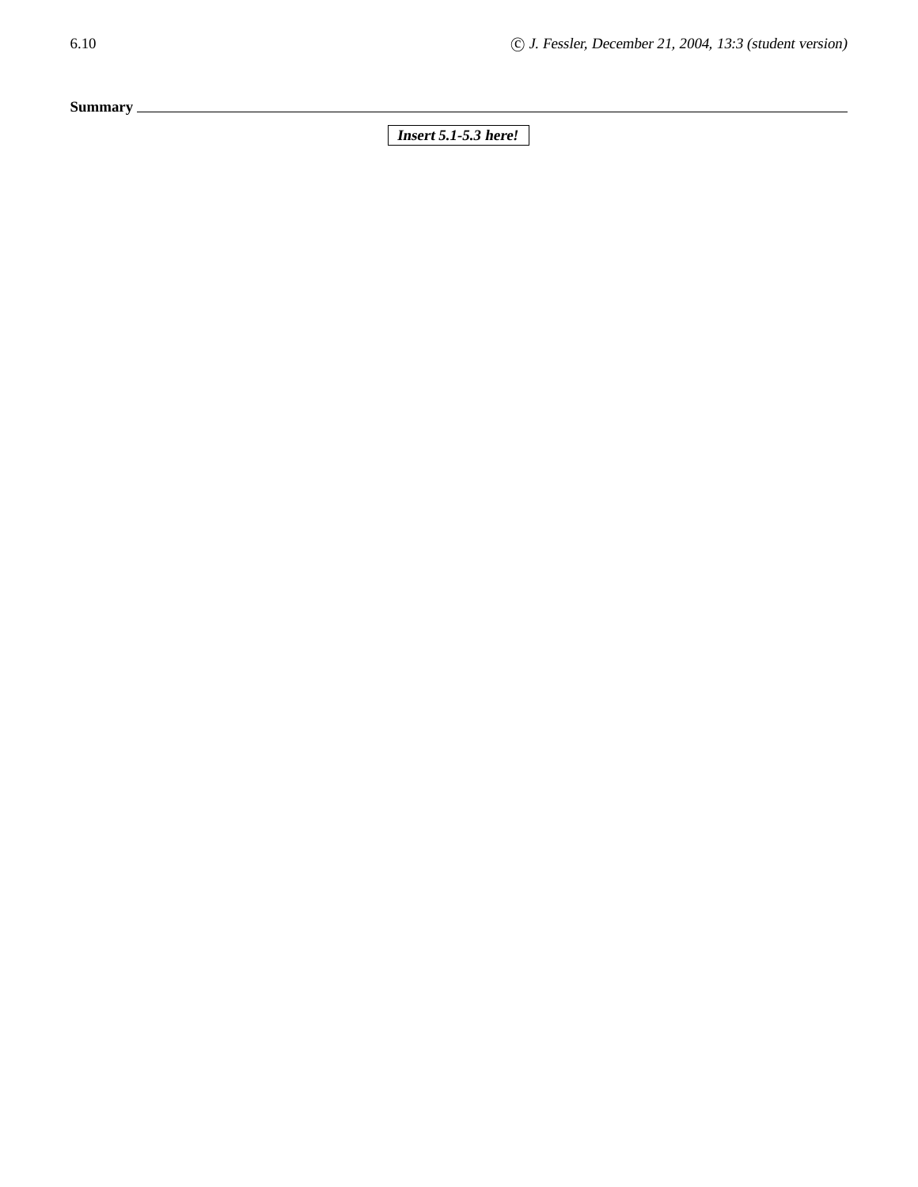**Summary**

***Insert 5.1-5.3 here!***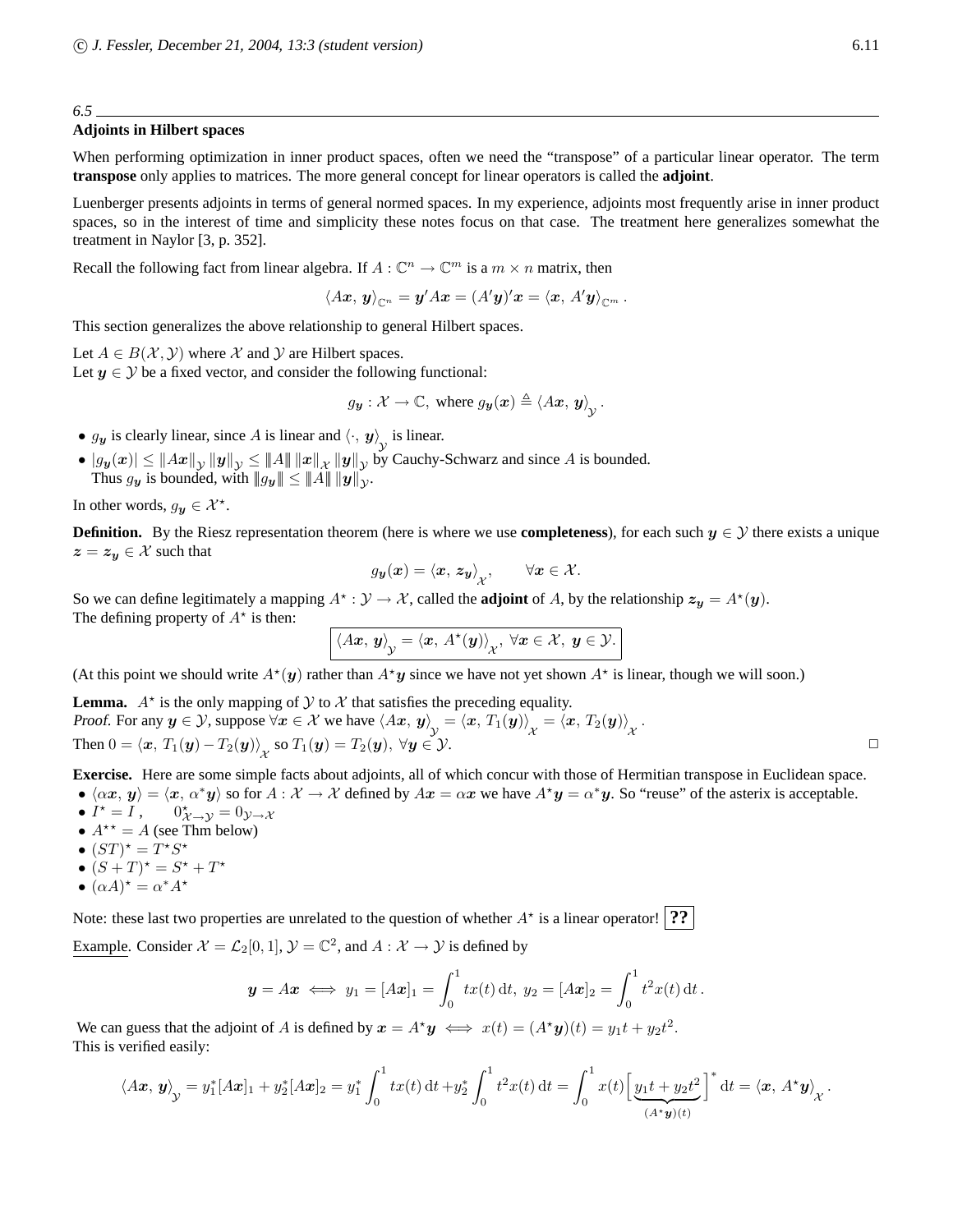## 6.5 Adjoints in Hilbert spaces

When performing optimization in inner product spaces, often we need the "transpose" of a particular linear operator. The term **transpose** only applies to matrices. The more general concept for linear operators is called the **adjoint**.

Luenberger presents adjoints in terms of general normed spaces. In my experience, adjoints most frequently arise in inner product spaces, so in the interest of time and simplicity these notes focus on that case. The treatment here generalizes somewhat the treatment in Naylor [3, p. 352].

Recall the following fact from linear algebra. If $A : \mathbb{C}^n \to \mathbb{C}^m$ is a $m \times n$ matrix, then

$$\langle A\boldsymbol{x},\, \boldsymbol{y}\rangle_{\mathbb{C}^n} = \boldsymbol{y}' A \boldsymbol{x} = (A'\boldsymbol{y})'\boldsymbol{x} = \langle \boldsymbol{x},\, A'\boldsymbol{y}\rangle_{\mathbb{C}^m}.$$

This section generalizes the above relationship to general Hilbert spaces.

Let $A \in B(\mathcal{X}, \mathcal{Y})$ where $\mathcal{X}$ and $\mathcal{Y}$ are Hilbert spaces.
Let $\boldsymbol{y} \in \mathcal{Y}$ be a fixed vector, and consider the following functional:

$$g_{\boldsymbol{y}} : \mathcal{X} \to \mathbb{C}, \text{ where } g_{\boldsymbol{y}}(\boldsymbol{x}) \triangleq \langle A\boldsymbol{x},\, \boldsymbol{y}\rangle_{\mathcal{Y}}.$$

- $g_{\boldsymbol{y}}$ is clearly linear, since $A$ is linear and $\langle \cdot,\, \boldsymbol{y}\rangle_{\mathcal{Y}}$ is linear.
- $|g_{\boldsymbol{y}}(\boldsymbol{x})| \leq \|A\boldsymbol{x}\|_{\mathcal{Y}} \|\boldsymbol{y}\|_{\mathcal{Y}} \leq \|\!|A|\!\| \, \|\boldsymbol{x}\|_{\mathcal{X}} \|\boldsymbol{y}\|_{\mathcal{Y}}$ by Cauchy-Schwarz and since $A$ is bounded.
  Thus $g_{\boldsymbol{y}}$ is bounded, with $\|\!|g_{\boldsymbol{y}}|\!\| \leq \|\!|A|\!\| \, \|\boldsymbol{y}\|_{\mathcal{Y}}$.

In other words, $g_{\boldsymbol{y}} \in \mathcal{X}^\star$.

**Definition.** By the Riesz representation theorem (here is where we use **completeness**), for each such $\boldsymbol{y} \in \mathcal{Y}$ there exists a unique $\boldsymbol{z} = \boldsymbol{z}_{\boldsymbol{y}} \in \mathcal{X}$ such that

$$g_{\boldsymbol{y}}(\boldsymbol{x}) = \langle \boldsymbol{x},\, \boldsymbol{z}_{\boldsymbol{y}}\rangle_{\mathcal{X}}, \qquad \forall \boldsymbol{x} \in \mathcal{X}.$$

So we can define legitimately a mapping $A^\star : \mathcal{Y} \to \mathcal{X}$, called the **adjoint** of $A$, by the relationship $\boldsymbol{z}_{\boldsymbol{y}} = A^\star(\boldsymbol{y})$.
The defining property of $A^\star$ is then:

$$\boxed{\langle A\boldsymbol{x},\, \boldsymbol{y}\rangle_{\mathcal{Y}} = \langle \boldsymbol{x},\, A^\star(\boldsymbol{y})\rangle_{\mathcal{X}},\ \forall \boldsymbol{x} \in \mathcal{X},\ \boldsymbol{y} \in \mathcal{Y}.}$$

(At this point we should write $A^\star(\boldsymbol{y})$ rather than $A^\star\boldsymbol{y}$ since we have not yet shown $A^\star$ is linear, though we will soon.)

**Lemma.** $A^\star$ is the only mapping of $\mathcal{Y}$ to $\mathcal{X}$ that satisfies the preceding equality.
*Proof.* For any $\boldsymbol{y} \in \mathcal{Y}$, suppose $\forall \boldsymbol{x} \in \mathcal{X}$ we have $\langle A\boldsymbol{x},\, \boldsymbol{y}\rangle_{\mathcal{Y}} = \langle \boldsymbol{x},\, T_1(\boldsymbol{y})\rangle_{\mathcal{X}} = \langle \boldsymbol{x},\, T_2(\boldsymbol{y})\rangle_{\mathcal{X}}$.
Then $0 = \langle \boldsymbol{x},\, T_1(\boldsymbol{y}) - T_2(\boldsymbol{y})\rangle_{\mathcal{X}}$ so $T_1(\boldsymbol{y}) = T_2(\boldsymbol{y}),\ \forall \boldsymbol{y} \in \mathcal{Y}$. □

**Exercise.** Here are some simple facts about adjoints, all of which concur with those of Hermitian transpose in Euclidean space.

- $\langle \alpha\boldsymbol{x},\, \boldsymbol{y}\rangle = \langle \boldsymbol{x},\, \alpha^*\boldsymbol{y}\rangle$ so for $A : \mathcal{X} \to \mathcal{X}$ defined by $A\boldsymbol{x} = \alpha\boldsymbol{x}$ we have $A^\star\boldsymbol{y} = \alpha^*\boldsymbol{y}$. So "reuse" of the asterix is acceptable.
- $I^\star = I$, $\quad 0^\star_{\mathcal{X}\to\mathcal{Y}} = 0_{\mathcal{Y}\to\mathcal{X}}$
- $A^{\star\star} = A$ (see Thm below)
- $(ST)^\star = T^\star S^\star$
- $(S + T)^\star = S^\star + T^\star$
- $(\alpha A)^\star = \alpha^* A^\star$

Note: these last two properties are unrelated to the question of whether $A^\star$ is a linear operator! **??**

Example. Consider $\mathcal{X} = \mathcal{L}_2[0, 1]$, $\mathcal{Y} = \mathbb{C}^2$, and $A : \mathcal{X} \to \mathcal{Y}$ is defined by

$$\boldsymbol{y} = A\boldsymbol{x} \iff y_1 = [A\boldsymbol{x}]_1 = \int_0^1 t x(t)\,\mathrm{d}t,\ y_2 = [A\boldsymbol{x}]_2 = \int_0^1 t^2 x(t)\,\mathrm{d}t.$$

We can guess that the adjoint of $A$ is defined by $\boldsymbol{x} = A^\star\boldsymbol{y} \iff x(t) = (A^\star\boldsymbol{y})(t) = y_1 t + y_2 t^2$.
This is verified easily:

$$\langle A\boldsymbol{x},\, \boldsymbol{y}\rangle_{\mathcal{Y}} = y_1^*[A\boldsymbol{x}]_1 + y_2^*[A\boldsymbol{x}]_2 = y_1^* \int_0^1 t x(t)\,\mathrm{d}t + y_2^* \int_0^1 t^2 x(t)\,\mathrm{d}t = \int_0^1 x(t) \Big[\underbrace{y_1 t + y_2 t^2}_{(A^\star\boldsymbol{y})(t)}\Big]^* \mathrm{d}t = \langle \boldsymbol{x},\, A^\star\boldsymbol{y}\rangle_{\mathcal{X}}.$$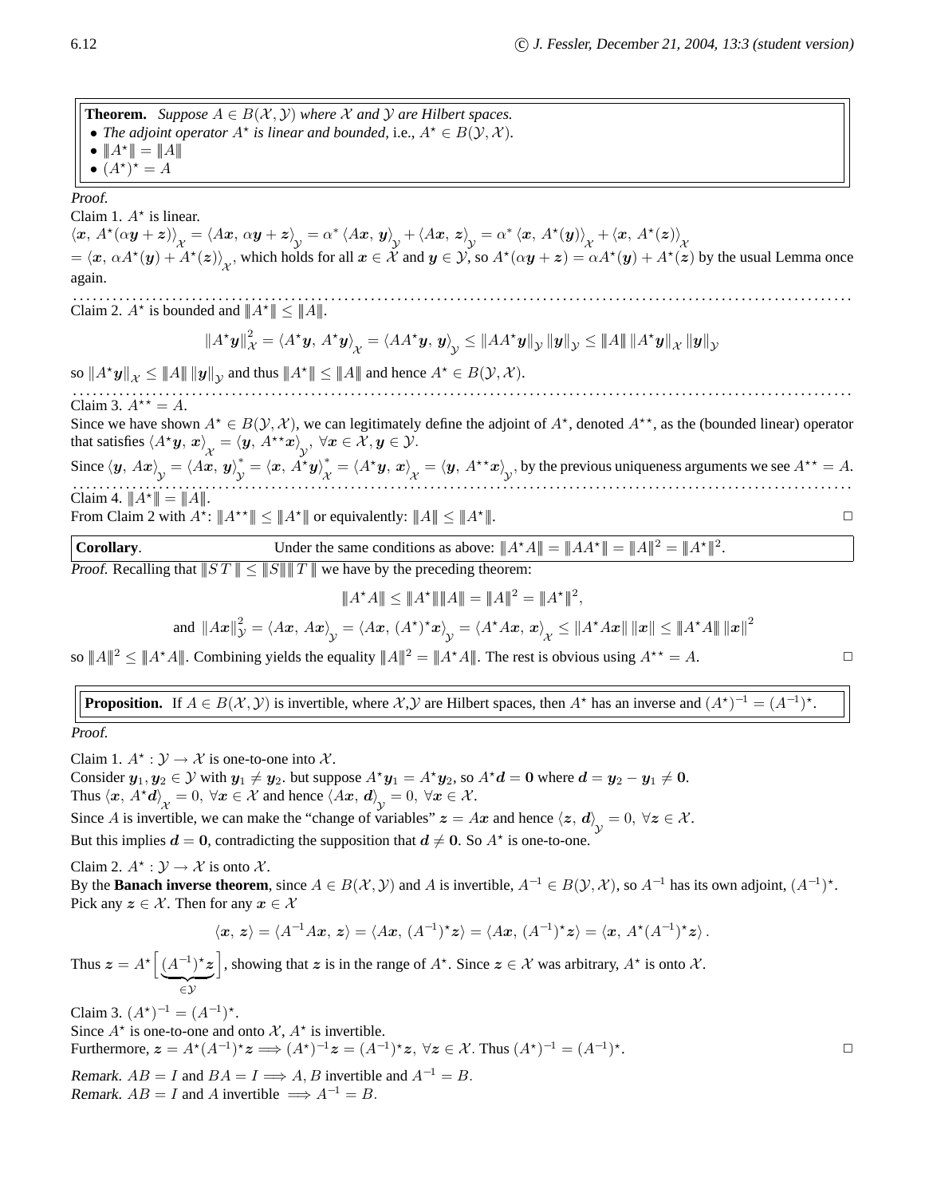**Theorem.** *Suppose $A \in B(\mathcal{X}, \mathcal{Y})$ where $\mathcal{X}$ and $\mathcal{Y}$ are Hilbert spaces.*

- *The adjoint operator $A^\star$ is linear and bounded,* i.e., $A^\star \in B(\mathcal{Y}, \mathcal{X})$.
- $|\!|\!| A^\star |\!|\!| = |\!|\!| A |\!|\!|$
- $(A^\star)^\star = A$

*Proof.*

Claim 1. $A^\star$ is linear.

$\langle \boldsymbol{x}, A^\star(\alpha \boldsymbol{y} + \boldsymbol{z}) \rangle_{\mathcal{X}} = \langle A\boldsymbol{x}, \alpha \boldsymbol{y} + \boldsymbol{z} \rangle_{\mathcal{Y}} = \alpha^* \langle A\boldsymbol{x}, \boldsymbol{y} \rangle_{\mathcal{Y}} + \langle A\boldsymbol{x}, \boldsymbol{z} \rangle_{\mathcal{Y}} = \alpha^* \langle \boldsymbol{x}, A^\star(\boldsymbol{y}) \rangle_{\mathcal{X}} + \langle \boldsymbol{x}, A^\star(\boldsymbol{z}) \rangle_{\mathcal{X}}$
$= \langle \boldsymbol{x}, \alpha A^\star(\boldsymbol{y}) + A^\star(\boldsymbol{z}) \rangle_{\mathcal{X}}$, which holds for all $\boldsymbol{x} \in \mathcal{X}$ and $\boldsymbol{y} \in \mathcal{Y}$, so $A^\star(\alpha \boldsymbol{y} + \boldsymbol{z}) = \alpha A^\star(\boldsymbol{y}) + A^\star(\boldsymbol{z})$ by the usual Lemma once again.

Claim 2. $A^\star$ is bounded and $|\!|\!| A^\star |\!|\!| \le |\!|\!| A |\!|\!|$.

$$\|A^\star \boldsymbol{y}\|_{\mathcal{X}}^2 = \langle A^\star \boldsymbol{y}, A^\star \boldsymbol{y} \rangle_{\mathcal{X}} = \langle AA^\star \boldsymbol{y}, \boldsymbol{y} \rangle_{\mathcal{Y}} \le \|AA^\star \boldsymbol{y}\|_{\mathcal{Y}} \|\boldsymbol{y}\|_{\mathcal{Y}} \le |\!|\!| A |\!|\!| \, \|A^\star \boldsymbol{y}\|_{\mathcal{X}} \|\boldsymbol{y}\|_{\mathcal{Y}}$$

so $\|A^\star \boldsymbol{y}\|_{\mathcal{X}} \le |\!|\!| A |\!|\!| \, \|\boldsymbol{y}\|_{\mathcal{Y}}$ and thus $|\!|\!| A^\star |\!|\!| \le |\!|\!| A |\!|\!|$ and hence $A^\star \in B(\mathcal{Y}, \mathcal{X})$.

Claim 3. $A^{\star\star} = A$.

Since we have shown $A^\star \in B(\mathcal{Y}, \mathcal{X})$, we can legitimately define the adjoint of $A^\star$, denoted $A^{\star\star}$, as the (bounded linear) operator that satisfies $\langle A^\star \boldsymbol{y}, \boldsymbol{x} \rangle_{\mathcal{X}} = \langle \boldsymbol{y}, A^{\star\star} \boldsymbol{x} \rangle_{\mathcal{Y}}, \ \forall \boldsymbol{x} \in \mathcal{X}, \boldsymbol{y} \in \mathcal{Y}$.

Since $\langle \boldsymbol{y}, A\boldsymbol{x} \rangle_{\mathcal{Y}} = \langle A\boldsymbol{x}, \boldsymbol{y} \rangle_{\mathcal{Y}}^* = \langle \boldsymbol{x}, A^\star \boldsymbol{y} \rangle_{\mathcal{X}}^* = \langle A^\star \boldsymbol{y}, \boldsymbol{x} \rangle_{\mathcal{X}} = \langle \boldsymbol{y}, A^{\star\star} \boldsymbol{x} \rangle_{\mathcal{Y}}$, by the previous uniqueness arguments we see $A^{\star\star} = A$.

Claim 4. $|\!|\!| A^\star |\!|\!| = |\!|\!| A |\!|\!|$.

From Claim 2 with $A^\star$: $|\!|\!| A^{\star\star} |\!|\!| \le |\!|\!| A^\star |\!|\!|$ or equivalently: $|\!|\!| A |\!|\!| \le |\!|\!| A^\star |\!|\!|$. □

**Corollary**. Under the same conditions as above: $|\!|\!| A^\star A |\!|\!| = |\!|\!| AA^\star |\!|\!| = |\!|\!| A |\!|\!|^2 = |\!|\!| A^\star |\!|\!|^2$.

*Proof.* Recalling that $|\!|\!| S\,T |\!|\!| \le |\!|\!| S |\!|\!| |\!|\!| T |\!|\!|$ we have by the preceding theorem:

$$|\!|\!| A^\star A |\!|\!| \le |\!|\!| A^\star |\!|\!| |\!|\!| A |\!|\!| = |\!|\!| A |\!|\!|^2 = |\!|\!| A^\star |\!|\!|^2,$$

$$\text{and } \|A\boldsymbol{x}\|_{\mathcal{Y}}^2 = \langle A\boldsymbol{x}, A\boldsymbol{x} \rangle_{\mathcal{Y}} = \langle A\boldsymbol{x}, (A^\star)^\star \boldsymbol{x} \rangle_{\mathcal{Y}} = \langle A^\star A\boldsymbol{x}, \boldsymbol{x} \rangle_{\mathcal{X}} \le \|A^\star A \boldsymbol{x}\| \, \|\boldsymbol{x}\| \le |\!|\!| A^\star A |\!|\!| \, \|\boldsymbol{x}\|^2$$

so $|\!|\!| A |\!|\!|^2 \le |\!|\!| A^\star A |\!|\!|$. Combining yields the equality $|\!|\!| A |\!|\!|^2 = |\!|\!| A^\star A |\!|\!|$. The rest is obvious using $A^{\star\star} = A$. □

**Proposition.** If $A \in B(\mathcal{X}, \mathcal{Y})$ is invertible, where $\mathcal{X}$,$\mathcal{Y}$ are Hilbert spaces, then $A^\star$ has an inverse and $(A^\star)^{-1} = (A^{-1})^\star$.

*Proof.*

Claim 1. $A^\star : \mathcal{Y} \to \mathcal{X}$ is one-to-one into $\mathcal{X}$.

Consider $\boldsymbol{y}_1, \boldsymbol{y}_2 \in \mathcal{Y}$ with $\boldsymbol{y}_1 \ne \boldsymbol{y}_2$. but suppose $A^\star \boldsymbol{y}_1 = A^\star \boldsymbol{y}_2$, so $A^\star \boldsymbol{d} = \boldsymbol{0}$ where $\boldsymbol{d} = \boldsymbol{y}_2 - \boldsymbol{y}_1 \ne \boldsymbol{0}$.

Thus $\langle \boldsymbol{x}, A^\star \boldsymbol{d} \rangle_{\mathcal{X}} = 0, \ \forall \boldsymbol{x} \in \mathcal{X}$ and hence $\langle A\boldsymbol{x}, \boldsymbol{d} \rangle_{\mathcal{Y}} = 0, \ \forall \boldsymbol{x} \in \mathcal{X}$.

Since $A$ is invertible, we can make the "change of variables" $\boldsymbol{z} = A\boldsymbol{x}$ and hence $\langle \boldsymbol{z}, \boldsymbol{d} \rangle_{\mathcal{Y}} = 0, \ \forall \boldsymbol{z} \in \mathcal{X}$.

But this implies $\boldsymbol{d} = \boldsymbol{0}$, contradicting the supposition that $\boldsymbol{d} \ne \boldsymbol{0}$. So $A^\star$ is one-to-one.

Claim 2. $A^\star : \mathcal{Y} \to \mathcal{X}$ is onto $\mathcal{X}$.

By the **Banach inverse theorem**, since $A \in B(\mathcal{X}, \mathcal{Y})$ and $A$ is invertible, $A^{-1} \in B(\mathcal{Y}, \mathcal{X})$, so $A^{-1}$ has its own adjoint, $(A^{-1})^\star$.

Pick any $\boldsymbol{z} \in \mathcal{X}$. Then for any $\boldsymbol{x} \in \mathcal{X}$

$$\langle \boldsymbol{x}, \boldsymbol{z} \rangle = \langle A^{-1} A\boldsymbol{x}, \boldsymbol{z} \rangle = \langle A\boldsymbol{x}, (A^{-1})^\star \boldsymbol{z} \rangle = \langle A\boldsymbol{x}, (A^{-1})^\star \boldsymbol{z} \rangle = \langle \boldsymbol{x}, A^\star (A^{-1})^\star \boldsymbol{z} \rangle .$$

Thus $\boldsymbol{z} = A^\star \Big[ \underbrace{(A^{-1})^\star \boldsymbol{z}}_{\in \mathcal{Y}} \Big]$, showing that $\boldsymbol{z}$ is in the range of $A^\star$. Since $\boldsymbol{z} \in \mathcal{X}$ was arbitrary, $A^\star$ is onto $\mathcal{X}$.

Claim 3. $(A^\star)^{-1} = (A^{-1})^\star$.

Since $A^\star$ is one-to-one and onto $\mathcal{X}$, $A^\star$ is invertible.

Furthermore, $\boldsymbol{z} = A^\star (A^{-1})^\star \boldsymbol{z} \Longrightarrow (A^\star)^{-1} \boldsymbol{z} = (A^{-1})^\star \boldsymbol{z}, \ \forall \boldsymbol{z} \in \mathcal{X}$. Thus $(A^\star)^{-1} = (A^{-1})^\star$. □

*Remark.* $AB = I$ and $BA = I \Longrightarrow A, B$ invertible and $A^{-1} = B$.

*Remark.* $AB = I$ and $A$ invertible $\Longrightarrow A^{-1} = B$.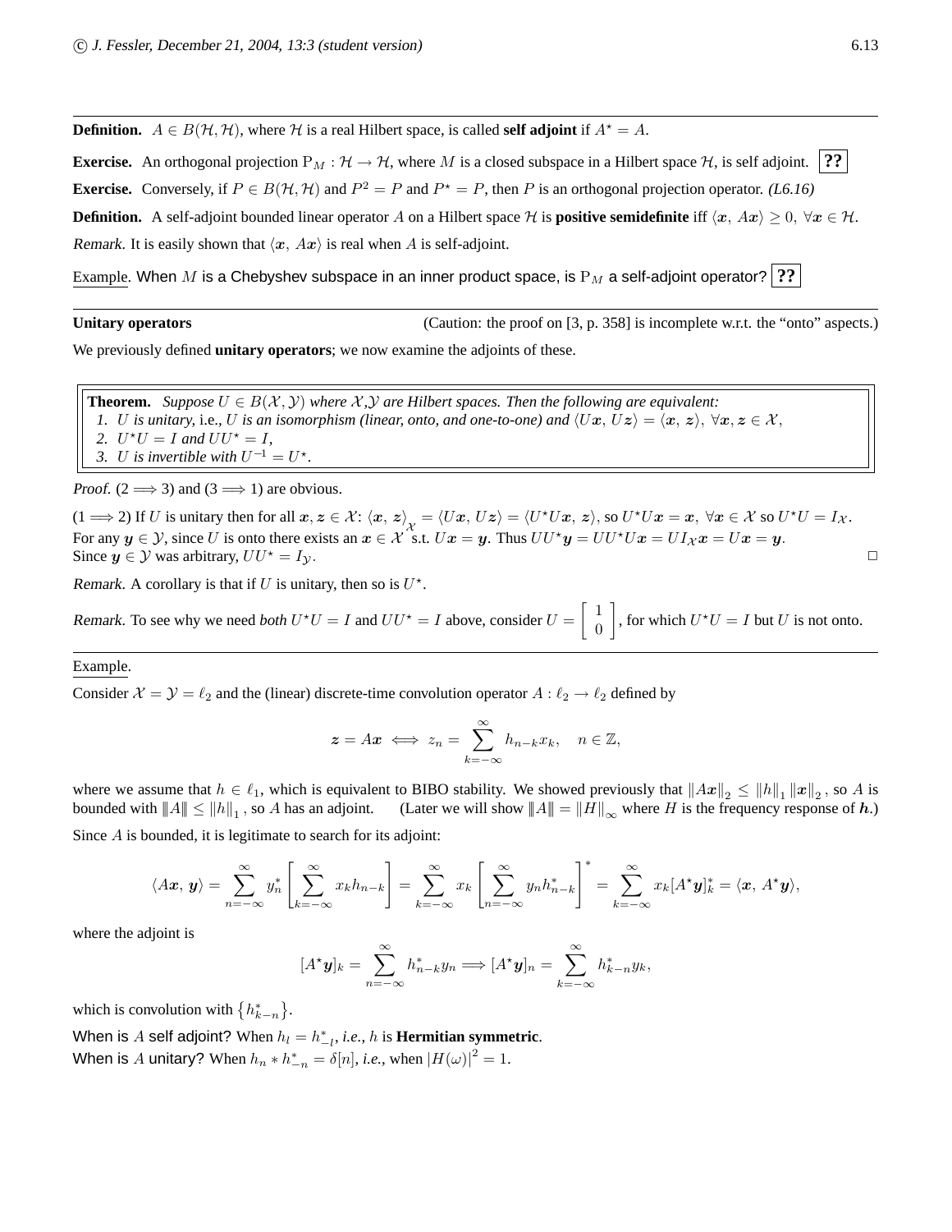**Definition.** $A \in B(\mathcal{H}, \mathcal{H})$, where $\mathcal{H}$ is a real Hilbert space, is called **self adjoint** if $A^\star = A$.

**Exercise.** An orthogonal projection $\mathrm{P}_M : \mathcal{H} \to \mathcal{H}$, where $M$ is a closed subspace in a Hilbert space $\mathcal{H}$, is self adjoint. **??**

**Exercise.** Conversely, if $P \in B(\mathcal{H}, \mathcal{H})$ and $P^2 = P$ and $P^\star = P$, then $P$ is an orthogonal projection operator. *(L6.16)*

**Definition.** A self-adjoint bounded linear operator $A$ on a Hilbert space $\mathcal{H}$ is **positive semidefinite** iff $\langle \boldsymbol{x},\, A\boldsymbol{x} \rangle \geq 0,\ \forall \boldsymbol{x} \in \mathcal{H}$.

*Remark.* It is easily shown that $\langle \boldsymbol{x},\, A\boldsymbol{x} \rangle$ is real when $A$ is self-adjoint.

Example. When $M$ is a Chebyshev subspace in an inner product space, is $\mathrm{P}_M$ a self-adjoint operator? **??**

---

**Unitary operators** (Caution: the proof on [3, p. 358] is incomplete w.r.t. the "onto" aspects.)

We previously defined **unitary operators**; we now examine the adjoints of these.

**Theorem.** *Suppose $U \in B(\mathcal{X}, \mathcal{Y})$ where $\mathcal{X}, \mathcal{Y}$ are Hilbert spaces. Then the following are equivalent:*
1. *$U$ is unitary,* i.e., *$U$ is an isomorphism (linear, onto, and one-to-one) and $\langle U\boldsymbol{x},\, U\boldsymbol{z} \rangle = \langle \boldsymbol{x},\, \boldsymbol{z} \rangle,\ \forall \boldsymbol{x}, \boldsymbol{z} \in \mathcal{X}$,*
2. *$U^\star U = I$ and $UU^\star = I$,*
3. *$U$ is invertible with $U^{-1} = U^\star$.*

*Proof.* ($2 \Longrightarrow 3$) and ($3 \Longrightarrow 1$) are obvious.

($1 \Longrightarrow 2$) If $U$ is unitary then for all $\boldsymbol{x}, \boldsymbol{z} \in \mathcal{X}$: $\langle \boldsymbol{x},\, \boldsymbol{z} \rangle_{\mathcal{X}} = \langle U\boldsymbol{x},\, U\boldsymbol{z} \rangle = \langle U^\star U\boldsymbol{x},\, \boldsymbol{z} \rangle$, so $U^\star U\boldsymbol{x} = \boldsymbol{x},\ \forall \boldsymbol{x} \in \mathcal{X}$ so $U^\star U = I_{\mathcal{X}}$.
For any $\boldsymbol{y} \in \mathcal{Y}$, since $U$ is onto there exists an $\boldsymbol{x} \in \mathcal{X}$ s.t. $U\boldsymbol{x} = \boldsymbol{y}$. Thus $UU^\star\boldsymbol{y} = UU^\star U\boldsymbol{x} = UI_{\mathcal{X}}\boldsymbol{x} = U\boldsymbol{x} = \boldsymbol{y}$.
Since $\boldsymbol{y} \in \mathcal{Y}$ was arbitrary, $UU^\star = I_{\mathcal{Y}}$. □

*Remark.* A corollary is that if $U$ is unitary, then so is $U^\star$.

*Remark.* To see why we need *both* $U^\star U = I$ and $UU^\star = I$ above, consider $U = \begin{bmatrix} 1 \\ 0 \end{bmatrix}$, for which $U^\star U = I$ but $U$ is not onto.

---

Example.

Consider $\mathcal{X} = \mathcal{Y} = \ell_2$ and the (linear) discrete-time convolution operator $A : \ell_2 \to \ell_2$ defined by

$$\boldsymbol{z} = A\boldsymbol{x} \iff z_n = \sum_{k=-\infty}^{\infty} h_{n-k} x_k, \quad n \in \mathbb{Z},$$

where we assume that $h \in \ell_1$, which is equivalent to BIBO stability. We showed previously that $\|A\boldsymbol{x}\|_2 \leq \|h\|_1 \|\boldsymbol{x}\|_2$, so $A$ is bounded with $|||A||| \leq \|h\|_1$, so $A$ has an adjoint. (Later we will show $|||A||| = \|H\|_\infty$ where $H$ is the frequency response of $\boldsymbol{h}$.)

Since $A$ is bounded, it is legitimate to search for its adjoint:

$$\langle A\boldsymbol{x},\, \boldsymbol{y} \rangle = \sum_{n=-\infty}^{\infty} y_n^* \left[ \sum_{k=-\infty}^{\infty} x_k h_{n-k} \right] = \sum_{k=-\infty}^{\infty} x_k \left[ \sum_{n=-\infty}^{\infty} y_n h_{n-k}^* \right]^* = \sum_{k=-\infty}^{\infty} x_k [A^\star \boldsymbol{y}]_k^* = \langle \boldsymbol{x},\, A^\star \boldsymbol{y} \rangle,$$

where the adjoint is

$$[A^\star \boldsymbol{y}]_k = \sum_{n=-\infty}^{\infty} h_{n-k}^* y_n \Longrightarrow [A^\star \boldsymbol{y}]_n = \sum_{k=-\infty}^{\infty} h_{k-n}^* y_k,$$

which is convolution with $\left\{ h_{k-n}^* \right\}$.

When is $A$ self adjoint? When $h_l = h_{-l}^*$, *i.e.*, $h$ is **Hermitian symmetric**.
When is $A$ unitary? When $h_n * h_{-n}^* = \delta[n]$, *i.e.*, when $|H(\omega)|^2 = 1$.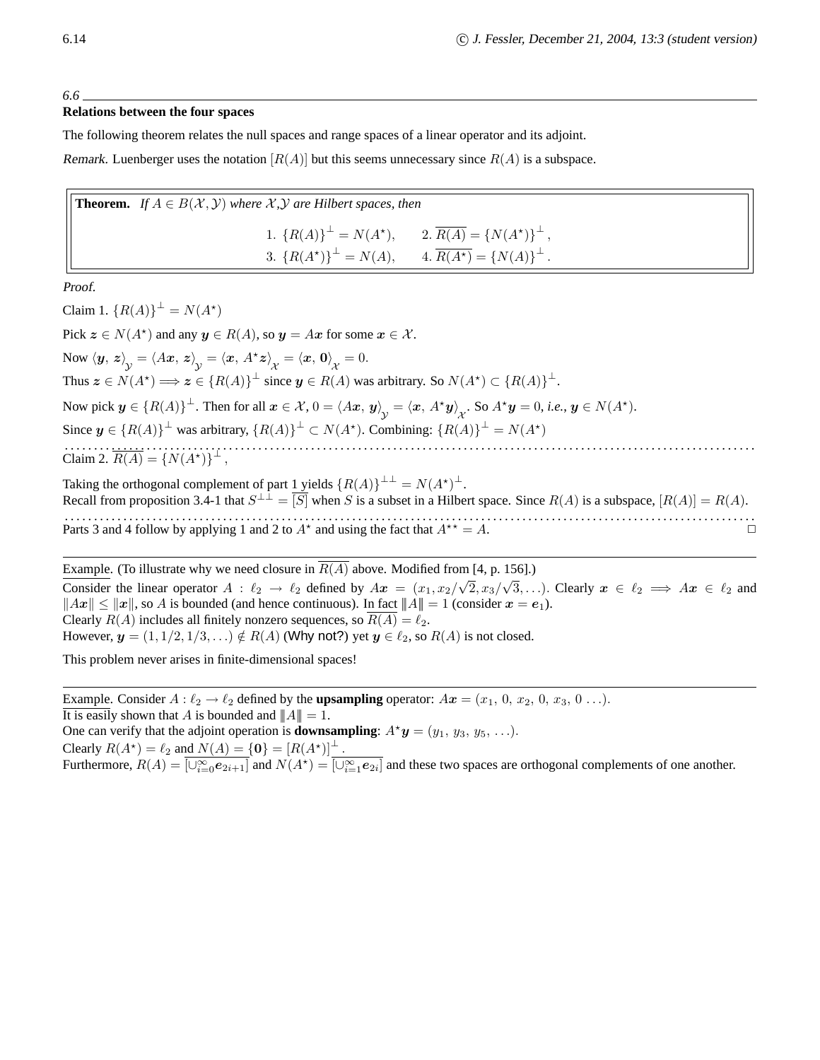*6.6*

**Relations between the four spaces**

The following theorem relates the null spaces and range spaces of a linear operator and its adjoint.

*Remark.* Luenberger uses the notation $[R(A)]$ but this seems unnecessary since $R(A)$ is a subspace.

> **Theorem.** *If $A \in B(\mathcal{X}, \mathcal{Y})$ where $\mathcal{X}, \mathcal{Y}$ are Hilbert spaces, then*
>
> $$1.\ \{R(A)\}^{\perp} = N(A^{\star}), \qquad 2.\ \overline{R(A)} = \{N(A^{\star})\}^{\perp},$$
> $$3.\ \{R(A^{\star})\}^{\perp} = N(A), \qquad 4.\ \overline{R(A^{\star})} = \{N(A)\}^{\perp}.$$

*Proof.*

Claim 1. $\{R(A)\}^{\perp} = N(A^{\star})$

Pick $\boldsymbol{z} \in N(A^{\star})$ and any $\boldsymbol{y} \in R(A)$, so $\boldsymbol{y} = A\boldsymbol{x}$ for some $\boldsymbol{x} \in \mathcal{X}$.

Now $\langle \boldsymbol{y}, \boldsymbol{z} \rangle_{\mathcal{Y}} = \langle A\boldsymbol{x}, \boldsymbol{z} \rangle_{\mathcal{Y}} = \langle \boldsymbol{x}, A^{\star}\boldsymbol{z} \rangle_{\mathcal{X}} = \langle \boldsymbol{x}, \boldsymbol{0} \rangle_{\mathcal{X}} = 0.$

Thus $\boldsymbol{z} \in N(A^{\star}) \Longrightarrow \boldsymbol{z} \in \{R(A)\}^{\perp}$ since $\boldsymbol{y} \in R(A)$ was arbitrary. So $N(A^{\star}) \subset \{R(A)\}^{\perp}$.

Now pick $\boldsymbol{y} \in \{R(A)\}^{\perp}$. Then for all $\boldsymbol{x} \in \mathcal{X}$, $0 = \langle A\boldsymbol{x}, \boldsymbol{y} \rangle_{\mathcal{Y}} = \langle \boldsymbol{x}, A^{\star}\boldsymbol{y} \rangle_{\mathcal{X}}$. So $A^{\star}\boldsymbol{y} = 0$, *i.e.,* $\boldsymbol{y} \in N(A^{\star})$.

Since $\boldsymbol{y} \in \{R(A)\}^{\perp}$ was arbitrary, $\{R(A)\}^{\perp} \subset N(A^{\star})$. Combining: $\{R(A)\}^{\perp} = N(A^{\star})$

Claim 2. $\overline{R(A)} = \{N(A^{\star})\}^{\perp}$,

Taking the orthogonal complement of part 1 yields $\{R(A)\}^{\perp\perp} = N(A^{\star})^{\perp}$.

Recall from proposition 3.4-1 that $S^{\perp\perp} = \overline{[S]}$ when $S$ is a subset in a Hilbert space. Since $R(A)$ is a subspace, $[R(A)] = R(A)$.

Parts 3 and 4 follow by applying 1 and 2 to $A^{\star}$ and using the fact that $A^{\star\star} = A$. □

---

Example. (To illustrate why we need closure in $\overline{R(A)}$ above. Modified from [4, p. 156].)

Consider the linear operator $A : \ell_2 \to \ell_2$ defined by $A\boldsymbol{x} = (x_1, x_2/\sqrt{2}, x_3/\sqrt{3}, \ldots)$. Clearly $\boldsymbol{x} \in \ell_2 \Longrightarrow A\boldsymbol{x} \in \ell_2$ and $\|A\boldsymbol{x}\| \leq \|\boldsymbol{x}\|$, so $A$ is bounded (and hence continuous). In fact $|||A||| = 1$ (consider $\boldsymbol{x} = \boldsymbol{e}_1$).

Clearly $R(A)$ includes all finitely nonzero sequences, so $\overline{R(A)} = \ell_2$.

However, $\boldsymbol{y} = (1, 1/2, 1/3, \ldots) \notin R(A)$ (Why not?) yet $\boldsymbol{y} \in \ell_2$, so $R(A)$ is not closed.

This problem never arises in finite-dimensional spaces!

---

Example. Consider $A : \ell_2 \to \ell_2$ defined by the **upsampling** operator: $A\boldsymbol{x} = (x_1, 0, x_2, 0, x_3, 0 \ldots)$.

It is easily shown that $A$ is bounded and $|||A||| = 1$.

One can verify that the adjoint operation is **downsampling**: $A^{\star}\boldsymbol{y} = (y_1, y_3, y_5, \ldots)$.

Clearly $R(A^{\star}) = \ell_2$ and $N(A) = \{\boldsymbol{0}\} = [R(A^{\star})]^{\perp}$.

Furthermore, $R(A) = \overline{[\cup_{i=0}^{\infty} \boldsymbol{e}_{2i+1}]}$ and $N(A^{\star}) = \overline{[\cup_{i=1}^{\infty} \boldsymbol{e}_{2i}]}$ and these two spaces are orthogonal complements of one another.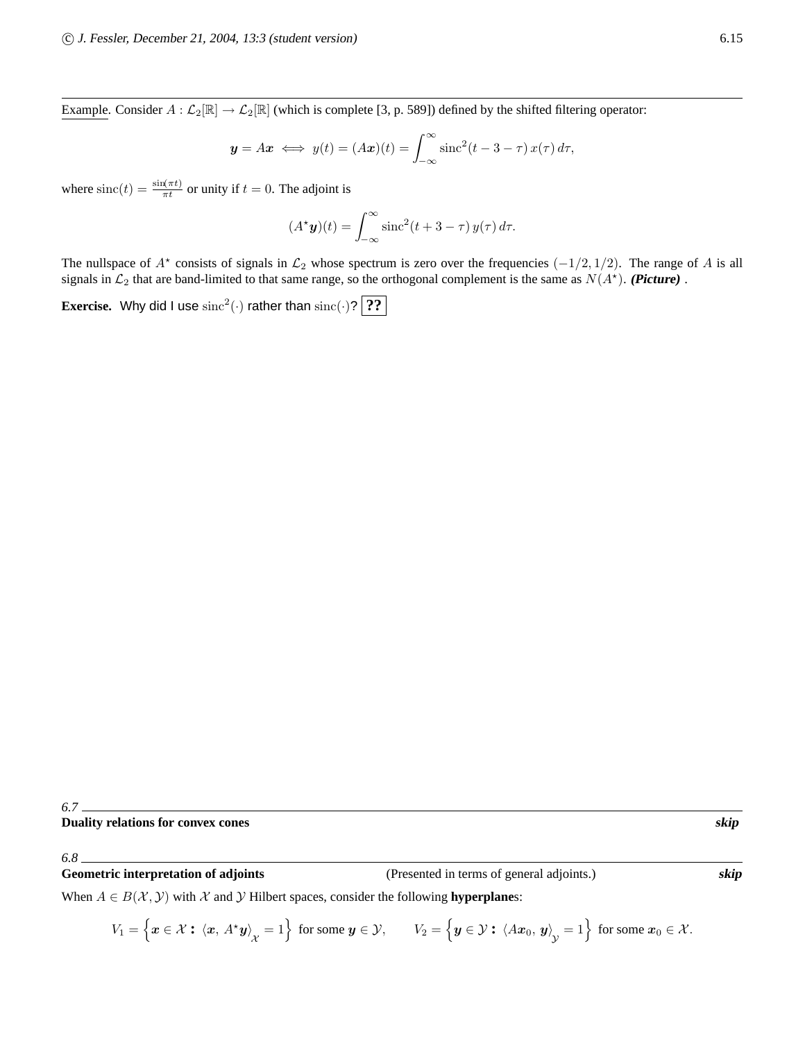<u>Example</u>. Consider $A : \mathcal{L}_2[\mathbb{R}] \to \mathcal{L}_2[\mathbb{R}]$ (which is complete [3, p. 589]) defined by the shifted filtering operator:

$$\boldsymbol{y} = A\boldsymbol{x} \iff y(t) = (A\boldsymbol{x})(t) = \int_{-\infty}^{\infty} \operatorname{sinc}^2(t - 3 - \tau)\, x(\tau)\, d\tau,$$

where $\operatorname{sinc}(t) = \frac{\sin(\pi t)}{\pi t}$ or unity if $t = 0$. The adjoint is

$$(A^\star \boldsymbol{y})(t) = \int_{-\infty}^{\infty} \operatorname{sinc}^2(t + 3 - \tau)\, y(\tau)\, d\tau.$$

The nullspace of $A^\star$ consists of signals in $\mathcal{L}_2$ whose spectrum is zero over the frequencies $(-1/2, 1/2)$. The range of $A$ is all signals in $\mathcal{L}_2$ that are band-limited to that same range, so the orthogonal complement is the same as $N(A^\star)$. ***(Picture)*** .

**Exercise.** Why did I use $\operatorname{sinc}^2(\cdot)$ rather than $\operatorname{sinc}(\cdot)$? **??**

## 6.7 Duality relations for convex cones ***skip***

## 6.8 Geometric interpretation of adjoints

(Presented in terms of general adjoints.) ***skip***

When $A \in B(\mathcal{X}, \mathcal{Y})$ with $\mathcal{X}$ and $\mathcal{Y}$ Hilbert spaces, consider the following **hyperplane**s:

$$V_1 = \left\{ \boldsymbol{x} \in \mathcal{X} : \langle \boldsymbol{x}, A^\star \boldsymbol{y} \rangle_{\mathcal{X}} = 1 \right\} \text{ for some } \boldsymbol{y} \in \mathcal{Y}, \qquad V_2 = \left\{ \boldsymbol{y} \in \mathcal{Y} : \langle A\boldsymbol{x}_0, \boldsymbol{y} \rangle_{\mathcal{Y}} = 1 \right\} \text{ for some } \boldsymbol{x}_0 \in \mathcal{X}.$$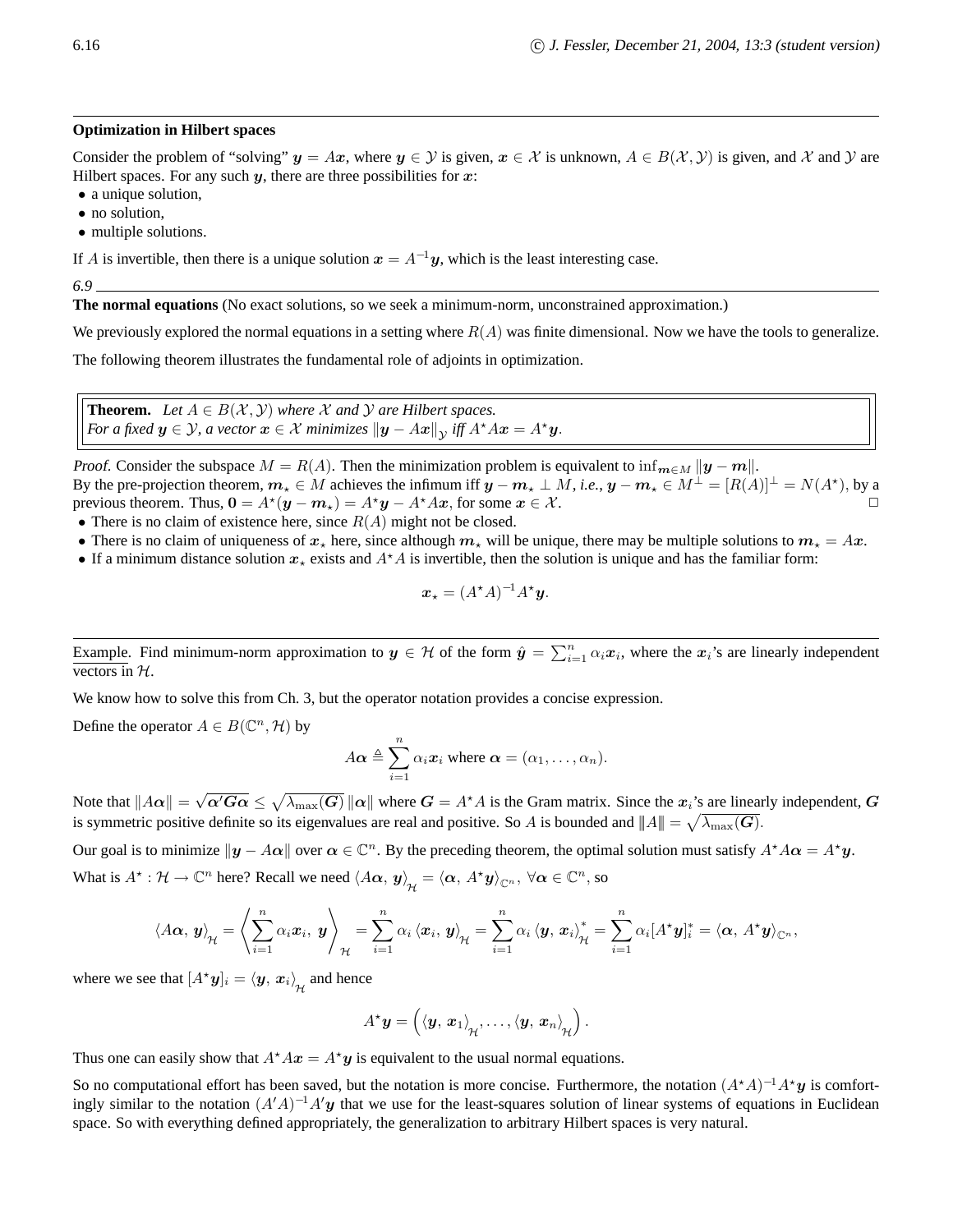## Optimization in Hilbert spaces

Consider the problem of "solving" $\boldsymbol{y} = A\boldsymbol{x}$, where $\boldsymbol{y} \in \mathcal{Y}$ is given, $\boldsymbol{x} \in \mathcal{X}$ is unknown, $A \in B(\mathcal{X}, \mathcal{Y})$ is given, and $\mathcal{X}$ and $\mathcal{Y}$ are Hilbert spaces. For any such $\boldsymbol{y}$, there are three possibilities for $\boldsymbol{x}$:

- a unique solution,
- no solution,
- multiple solutions.

If $A$ is invertible, then there is a unique solution $\boldsymbol{x} = A^{-1}\boldsymbol{y}$, which is the least interesting case.

### 6.9 The normal equations

**The normal equations** (No exact solutions, so we seek a minimum-norm, unconstrained approximation.)

We previously explored the normal equations in a setting where $R(A)$ was finite dimensional. Now we have the tools to generalize.

The following theorem illustrates the fundamental role of adjoints in optimization.

**Theorem.** *Let $A \in B(\mathcal{X}, \mathcal{Y})$ where $\mathcal{X}$ and $\mathcal{Y}$ are Hilbert spaces.*
*For a fixed $\boldsymbol{y} \in \mathcal{Y}$, a vector $\boldsymbol{x} \in \mathcal{X}$ minimizes $\|\boldsymbol{y} - A\boldsymbol{x}\|_{\mathcal{Y}}$ iff $A^\star A\boldsymbol{x} = A^\star \boldsymbol{y}$.*

*Proof.* Consider the subspace $M = R(A)$. Then the minimization problem is equivalent to $\inf_{\boldsymbol{m} \in M} \|\boldsymbol{y} - \boldsymbol{m}\|$.
By the pre-projection theorem, $\boldsymbol{m}_\star \in M$ achieves the infimum iff $\boldsymbol{y} - \boldsymbol{m}_\star \perp M$, *i.e.*, $\boldsymbol{y} - \boldsymbol{m}_\star \in M^\perp = [R(A)]^\perp = N(A^\star)$, by a previous theorem. Thus, $\boldsymbol{0} = A^\star(\boldsymbol{y} - \boldsymbol{m}_\star) = A^\star\boldsymbol{y} - A^\star A\boldsymbol{x}$, for some $\boldsymbol{x} \in \mathcal{X}$. □

- There is no claim of existence here, since $R(A)$ might not be closed.
- There is no claim of uniqueness of $\boldsymbol{x}_\star$ here, since although $\boldsymbol{m}_\star$ will be unique, there may be multiple solutions to $\boldsymbol{m}_\star = A\boldsymbol{x}$.
- If a minimum distance solution $\boldsymbol{x}_\star$ exists and $A^\star A$ is invertible, then the solution is unique and has the familiar form:

$$\boldsymbol{x}_\star = (A^\star A)^{-1} A^\star \boldsymbol{y}.$$

---

Example. Find minimum-norm approximation to $\boldsymbol{y} \in \mathcal{H}$ of the form $\hat{\boldsymbol{y}} = \sum_{i=1}^n \alpha_i \boldsymbol{x}_i$, where the $\boldsymbol{x}_i$'s are linearly independent vectors in $\mathcal{H}$.

We know how to solve this from Ch. 3, but the operator notation provides a concise expression.

Define the operator $A \in B(\mathbb{C}^n, \mathcal{H})$ by

$$A\boldsymbol{\alpha} \triangleq \sum_{i=1}^n \alpha_i \boldsymbol{x}_i \text{ where } \boldsymbol{\alpha} = (\alpha_1, \ldots, \alpha_n).$$

Note that $\|A\boldsymbol{\alpha}\| = \sqrt{\boldsymbol{\alpha}'\boldsymbol{G}\boldsymbol{\alpha}} \leq \sqrt{\lambda_{\max}(\boldsymbol{G})}\, \|\boldsymbol{\alpha}\|$ where $\boldsymbol{G} = A^\star A$ is the Gram matrix. Since the $\boldsymbol{x}_i$'s are linearly independent, $\boldsymbol{G}$ is symmetric positive definite so its eigenvalues are real and positive. So $A$ is bounded and $|\!|\!| A |\!|\!| = \sqrt{\lambda_{\max}(\boldsymbol{G})}$.

Our goal is to minimize $\|\boldsymbol{y} - A\boldsymbol{\alpha}\|$ over $\boldsymbol{\alpha} \in \mathbb{C}^n$. By the preceding theorem, the optimal solution must satisfy $A^\star A\boldsymbol{\alpha} = A^\star\boldsymbol{y}$.

What is $A^\star : \mathcal{H} \to \mathbb{C}^n$ here? Recall we need $\langle A\boldsymbol{\alpha},\, \boldsymbol{y}\rangle_{\mathcal{H}} = \langle \boldsymbol{\alpha},\, A^\star\boldsymbol{y}\rangle_{\mathbb{C}^n}$, $\forall \boldsymbol{\alpha} \in \mathbb{C}^n$, so

$$\langle A\boldsymbol{\alpha},\, \boldsymbol{y}\rangle_{\mathcal{H}} = \left\langle \sum_{i=1}^n \alpha_i \boldsymbol{x}_i,\, \boldsymbol{y} \right\rangle_{\mathcal{H}} = \sum_{i=1}^n \alpha_i \langle \boldsymbol{x}_i,\, \boldsymbol{y}\rangle_{\mathcal{H}} = \sum_{i=1}^n \alpha_i \langle \boldsymbol{y},\, \boldsymbol{x}_i\rangle_{\mathcal{H}}^* = \sum_{i=1}^n \alpha_i [A^\star\boldsymbol{y}]_i^* = \langle \boldsymbol{\alpha},\, A^\star\boldsymbol{y}\rangle_{\mathbb{C}^n},$$

where we see that $[A^\star\boldsymbol{y}]_i = \langle \boldsymbol{y},\, \boldsymbol{x}_i\rangle_{\mathcal{H}}$ and hence

$$A^\star\boldsymbol{y} = \left( \langle \boldsymbol{y},\, \boldsymbol{x}_1\rangle_{\mathcal{H}}, \ldots, \langle \boldsymbol{y},\, \boldsymbol{x}_n\rangle_{\mathcal{H}} \right).$$

Thus one can easily show that $A^\star A\boldsymbol{x} = A^\star\boldsymbol{y}$ is equivalent to the usual normal equations.

So no computational effort has been saved, but the notation is more concise. Furthermore, the notation $(A^\star A)^{-1}A^\star\boldsymbol{y}$ is comfortingly similar to the notation $(A'A)^{-1}A'\boldsymbol{y}$ that we use for the least-squares solution of linear systems of equations in Euclidean space. So with everything defined appropriately, the generalization to arbitrary Hilbert spaces is very natural.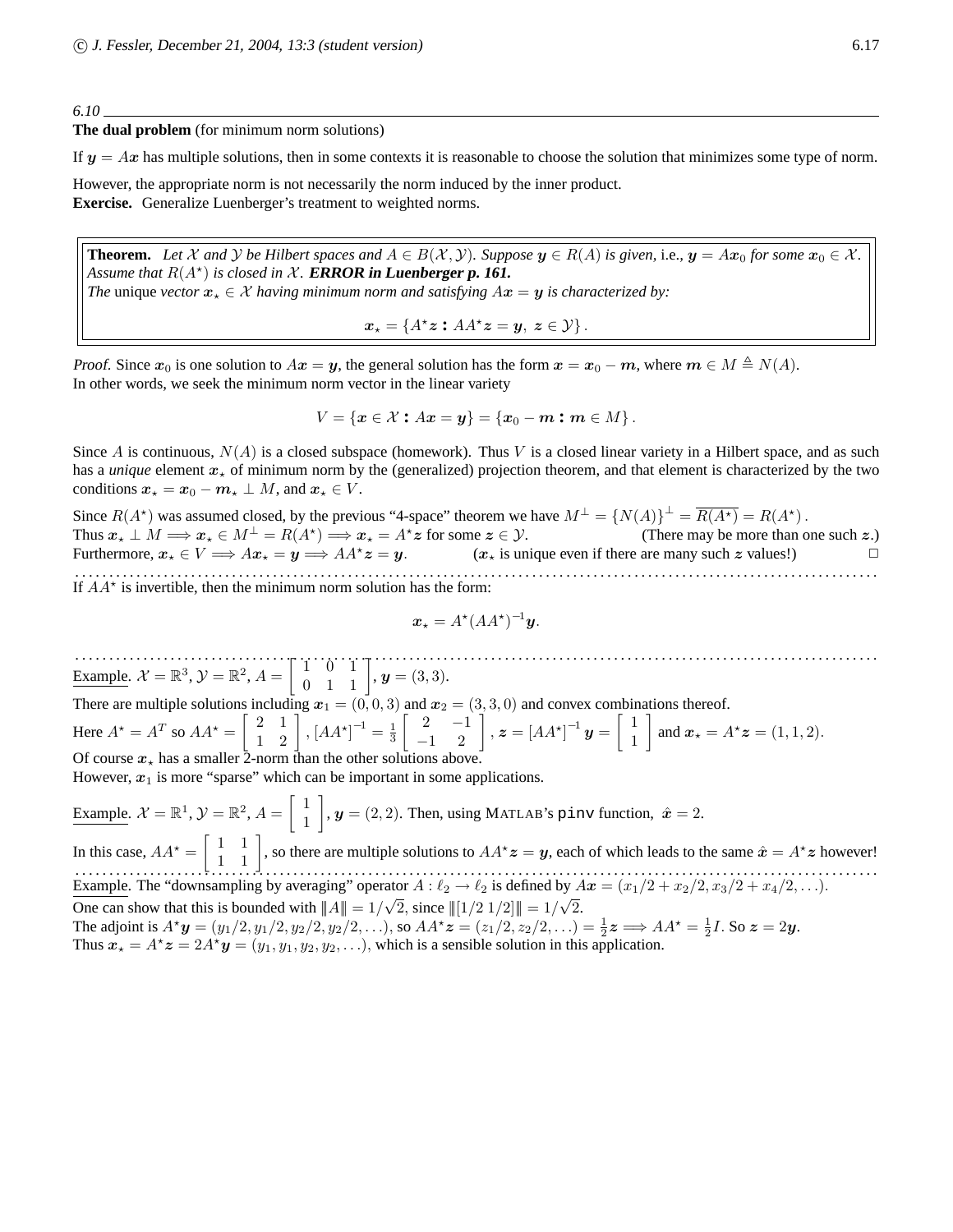*6.10*

**The dual problem** (for minimum norm solutions)

If $\boldsymbol{y} = A\boldsymbol{x}$ has multiple solutions, then in some contexts it is reasonable to choose the solution that minimizes some type of norm.

However, the appropriate norm is not necessarily the norm induced by the inner product.
**Exercise.** Generalize Luenberger's treatment to weighted norms.

> **Theorem.** *Let $\mathcal{X}$ and $\mathcal{Y}$ be Hilbert spaces and $A \in B(\mathcal{X}, \mathcal{Y})$. Suppose $\boldsymbol{y} \in R(A)$ is given,* i.e., *$\boldsymbol{y} = A\boldsymbol{x}_0$ for some $\boldsymbol{x}_0 \in \mathcal{X}$. Assume that $R(A^\star)$ is closed in $\mathcal{X}$.* ***ERROR in Luenberger p. 161.***
> *The* unique *vector $\boldsymbol{x}_\star \in \mathcal{X}$ having minimum norm and satisfying $A\boldsymbol{x} = \boldsymbol{y}$ is characterized by:*
>
> $$\boldsymbol{x}_\star = \{A^\star \boldsymbol{z} : AA^\star \boldsymbol{z} = \boldsymbol{y},\ \boldsymbol{z} \in \mathcal{Y}\}.$$

*Proof.* Since $\boldsymbol{x}_0$ is one solution to $A\boldsymbol{x} = \boldsymbol{y}$, the general solution has the form $\boldsymbol{x} = \boldsymbol{x}_0 - \boldsymbol{m}$, where $\boldsymbol{m} \in M \triangleq N(A)$.
In other words, we seek the minimum norm vector in the linear variety

$$V = \{\boldsymbol{x} \in \mathcal{X} : A\boldsymbol{x} = \boldsymbol{y}\} = \{\boldsymbol{x}_0 - \boldsymbol{m} : \boldsymbol{m} \in M\}.$$

Since $A$ is continuous, $N(A)$ is a closed subspace (homework). Thus $V$ is a closed linear variety in a Hilbert space, and as such has a *unique* element $\boldsymbol{x}_\star$ of minimum norm by the (generalized) projection theorem, and that element is characterized by the two conditions $\boldsymbol{x}_\star = \boldsymbol{x}_0 - \boldsymbol{m}_\star \perp M$, and $\boldsymbol{x}_\star \in V$.

Since $R(A^\star)$ was assumed closed, by the previous "4-space" theorem we have $M^\perp = \{N(A)\}^\perp = \overline{R(A^\star)} = R(A^\star)$.
Thus $\boldsymbol{x}_\star \perp M \Longrightarrow \boldsymbol{x}_\star \in M^\perp = R(A^\star) \Longrightarrow \boldsymbol{x}_\star = A^\star \boldsymbol{z}$ for some $\boldsymbol{z} \in \mathcal{Y}$. (There may be more than one such $\boldsymbol{z}$.)
Furthermore, $\boldsymbol{x}_\star \in V \Longrightarrow A\boldsymbol{x}_\star = \boldsymbol{y} \Longrightarrow AA^\star \boldsymbol{z} = \boldsymbol{y}$. ($\boldsymbol{x}_\star$ is unique even if there are many such $\boldsymbol{z}$ values!) □

If $AA^\star$ is invertible, then the minimum norm solution has the form:

$$\boldsymbol{x}_\star = A^\star (AA^\star)^{-1} \boldsymbol{y}.$$

Example. $\mathcal{X} = \mathbb{R}^3$, $\mathcal{Y} = \mathbb{R}^2$, $A = \begin{bmatrix} 1 & 0 & 1 \\ 0 & 1 & 1 \end{bmatrix}$, $\boldsymbol{y} = (3, 3)$.
There are multiple solutions including $\boldsymbol{x}_1 = (0, 0, 3)$ and $\boldsymbol{x}_2 = (3, 3, 0)$ and convex combinations thereof.
Here $A^\star = A^T$ so $AA^\star = \begin{bmatrix} 2 & 1 \\ 1 & 2 \end{bmatrix}$, $[AA^\star]^{-1} = \frac{1}{3}\begin{bmatrix} 2 & -1 \\ -1 & 2 \end{bmatrix}$, $\boldsymbol{z} = [AA^\star]^{-1}\boldsymbol{y} = \begin{bmatrix} 1 \\ 1 \end{bmatrix}$ and $\boldsymbol{x}_\star = A^\star \boldsymbol{z} = (1, 1, 2)$.
Of course $\boldsymbol{x}_\star$ has a smaller 2-norm than the other solutions above.
However, $\boldsymbol{x}_1$ is more "sparse" which can be important in some applications.

Example. $\mathcal{X} = \mathbb{R}^1$, $\mathcal{Y} = \mathbb{R}^2$, $A = \begin{bmatrix} 1 \\ 1 \end{bmatrix}$, $\boldsymbol{y} = (2, 2)$. Then, using MATLAB's `pinv` function, $\hat{\boldsymbol{x}} = 2$.
In this case, $AA^\star = \begin{bmatrix} 1 & 1 \\ 1 & 1 \end{bmatrix}$, so there are multiple solutions to $AA^\star \boldsymbol{z} = \boldsymbol{y}$, each of which leads to the same $\hat{\boldsymbol{x}} = A^\star \boldsymbol{z}$ however!

Example. The "downsampling by averaging" operator $A : \ell_2 \to \ell_2$ is defined by $A\boldsymbol{x} = (x_1/2 + x_2/2, x_3/2 + x_4/2, \ldots)$.
One can show that this is bounded with $|||A||| = 1/\sqrt{2}$, since $|||[1/2\ 1/2]||| = 1/\sqrt{2}$.
The adjoint is $A^\star \boldsymbol{y} = (y_1/2, y_1/2, y_2/2, y_2/2, \ldots)$, so $AA^\star \boldsymbol{z} = (z_1/2, z_2/2, \ldots) = \frac{1}{2}\boldsymbol{z} \Longrightarrow AA^\star = \frac{1}{2}I$. So $\boldsymbol{z} = 2\boldsymbol{y}$.
Thus $\boldsymbol{x}_\star = A^\star \boldsymbol{z} = 2A^\star \boldsymbol{y} = (y_1, y_1, y_2, y_2, \ldots)$, which is a sensible solution in this application.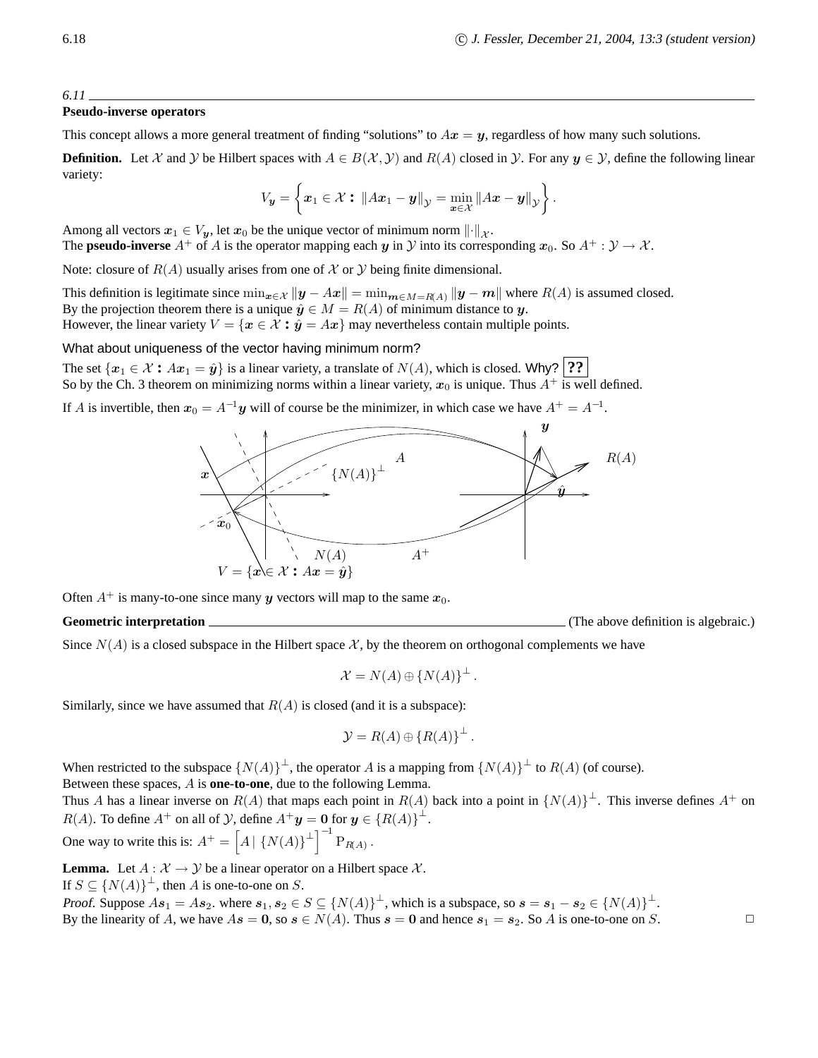*6.11*

**Pseudo-inverse operators**

This concept allows a more general treatment of finding "solutions" to $A\boldsymbol{x} = \boldsymbol{y}$, regardless of how many such solutions.

**Definition.** Let $\mathcal{X}$ and $\mathcal{Y}$ be Hilbert spaces with $A \in B(\mathcal{X}, \mathcal{Y})$ and $R(A)$ closed in $\mathcal{Y}$. For any $\boldsymbol{y} \in \mathcal{Y}$, define the following linear variety:

$$V_{\boldsymbol{y}} = \left\{ \boldsymbol{x}_1 \in \mathcal{X} : \|A\boldsymbol{x}_1 - \boldsymbol{y}\|_{\mathcal{Y}} = \min_{\boldsymbol{x} \in \mathcal{X}} \|A\boldsymbol{x} - \boldsymbol{y}\|_{\mathcal{Y}} \right\}.$$

Among all vectors $\boldsymbol{x}_1 \in V_{\boldsymbol{y}}$, let $\boldsymbol{x}_0$ be the unique vector of minimum norm $\|\cdot\|_{\mathcal{X}}$.
The **pseudo-inverse** $A^+$ of $A$ is the operator mapping each $\boldsymbol{y}$ in $\mathcal{Y}$ into its corresponding $\boldsymbol{x}_0$. So $A^+ : \mathcal{Y} \to \mathcal{X}$.

Note: closure of $R(A)$ usually arises from one of $\mathcal{X}$ or $\mathcal{Y}$ being finite dimensional.

This definition is legitimate since $\min_{\boldsymbol{x} \in \mathcal{X}} \|\boldsymbol{y} - A\boldsymbol{x}\| = \min_{\boldsymbol{m} \in M = R(A)} \|\boldsymbol{y} - \boldsymbol{m}\|$ where $R(A)$ is assumed closed.
By the projection theorem there is a unique $\hat{\boldsymbol{y}} \in M = R(A)$ of minimum distance to $\boldsymbol{y}$.
However, the linear variety $V = \{\boldsymbol{x} \in \mathcal{X} : \hat{\boldsymbol{y}} = A\boldsymbol{x}\}$ may nevertheless contain multiple points.

What about uniqueness of the vector having minimum norm?

The set $\{\boldsymbol{x}_1 \in \mathcal{X} : A\boldsymbol{x}_1 = \hat{\boldsymbol{y}}\}$ is a linear variety, a translate of $N(A)$, which is closed. Why? **??**
So by the Ch. 3 theorem on minimizing norms within a linear variety, $\boldsymbol{x}_0$ is unique. Thus $A^+$ is well defined.

If $A$ is invertible, then $\boldsymbol{x}_0 = A^{-1}\boldsymbol{y}$ will of course be the minimizer, in which case we have $A^+ = A^{-1}$.

Often $A^+$ is many-to-one since many $\boldsymbol{y}$ vectors will map to the same $\boldsymbol{x}_0$.

**Geometric interpretation** (The above definition is algebraic.)

Since $N(A)$ is a closed subspace in the Hilbert space $\mathcal{X}$, by the theorem on orthogonal complements we have

$$\mathcal{X} = N(A) \oplus \{N(A)\}^\perp.$$

Similarly, since we have assumed that $R(A)$ is closed (and it is a subspace):

$$\mathcal{Y} = R(A) \oplus \{R(A)\}^\perp.$$

When restricted to the subspace $\{N(A)\}^\perp$, the operator $A$ is a mapping from $\{N(A)\}^\perp$ to $R(A)$ (of course).
Between these spaces, $A$ is **one-to-one**, due to the following Lemma.
Thus $A$ has a linear inverse on $R(A)$ that maps each point in $R(A)$ back into a point in $\{N(A)\}^\perp$. This inverse defines $A^+$ on $R(A)$. To define $A^+$ on all of $\mathcal{Y}$, define $A^+\boldsymbol{y} = \boldsymbol{0}$ for $\boldsymbol{y} \in \{R(A)\}^\perp$.
One way to write this is: $A^+ = \left[A \,|\, \{N(A)\}^\perp\right]^{-1} \mathrm{P}_{R(A)}$.

**Lemma.** Let $A : \mathcal{X} \to \mathcal{Y}$ be a linear operator on a Hilbert space $\mathcal{X}$.
If $S \subseteq \{N(A)\}^\perp$, then $A$ is one-to-one on $S$.
*Proof.* Suppose $A\boldsymbol{s}_1 = A\boldsymbol{s}_2$. where $\boldsymbol{s}_1, \boldsymbol{s}_2 \in S \subseteq \{N(A)\}^\perp$, which is a subspace, so $\boldsymbol{s} = \boldsymbol{s}_1 - \boldsymbol{s}_2 \in \{N(A)\}^\perp$.
By the linearity of $A$, we have $A\boldsymbol{s} = \boldsymbol{0}$, so $\boldsymbol{s} \in N(A)$. Thus $\boldsymbol{s} = \boldsymbol{0}$ and hence $\boldsymbol{s}_1 = \boldsymbol{s}_2$. So $A$ is one-to-one on $S$. □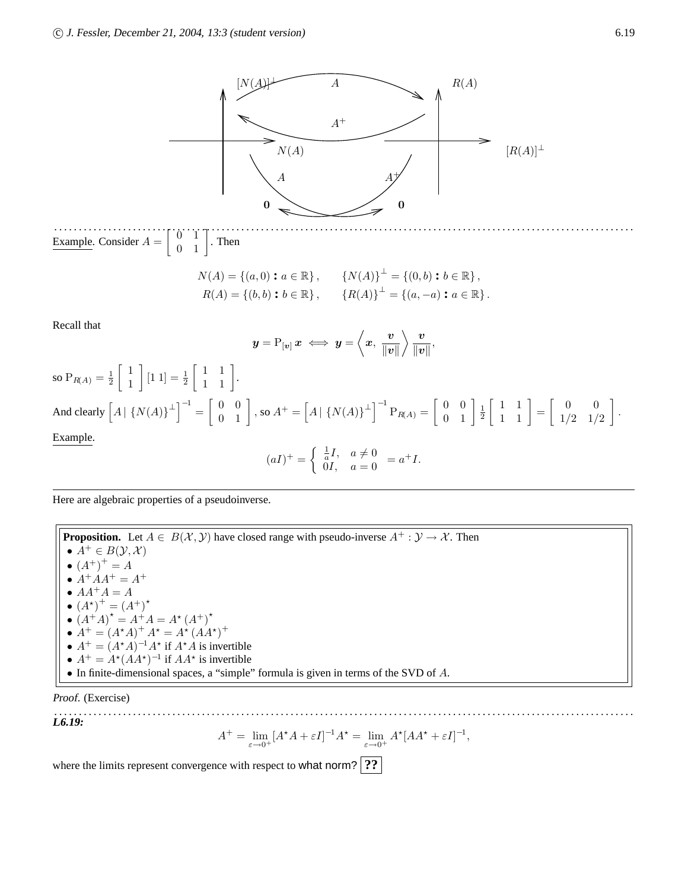Example. Consider $A = \begin{bmatrix} 0 & 1 \\ 0 & 1 \end{bmatrix}$. Then

$$N(A) = \{(a, 0) : a \in \mathbb{R}\}, \qquad \{N(A)\}^\perp = \{(0, b) : b \in \mathbb{R}\},$$
$$R(A) = \{(b, b) : b \in \mathbb{R}\}, \qquad \{R(A)\}^\perp = \{(a, -a) : a \in \mathbb{R}\}.$$

Recall that

$$\boldsymbol{y} = \mathrm{P}_{[\boldsymbol{v}]}\, \boldsymbol{x} \iff \boldsymbol{y} = \left\langle \boldsymbol{x}, \frac{\boldsymbol{v}}{\|\boldsymbol{v}\|} \right\rangle \frac{\boldsymbol{v}}{\|\boldsymbol{v}\|},$$

so $\mathrm{P}_{R(A)} = \frac{1}{2} \begin{bmatrix} 1 \\ 1 \end{bmatrix} [1\ 1] = \frac{1}{2} \begin{bmatrix} 1 & 1 \\ 1 & 1 \end{bmatrix}$.

And clearly $\left[A \mid \{N(A)\}^\perp\right]^{-1} = \begin{bmatrix} 0 & 0 \\ 0 & 1 \end{bmatrix}$, so $A^+ = \left[A \mid \{N(A)\}^\perp\right]^{-1} \mathrm{P}_{R(A)} = \begin{bmatrix} 0 & 0 \\ 0 & 1 \end{bmatrix} \frac{1}{2} \begin{bmatrix} 1 & 1 \\ 1 & 1 \end{bmatrix} = \begin{bmatrix} 0 & 0 \\ 1/2 & 1/2 \end{bmatrix}$.

Example.

$$(aI)^+ = \begin{cases} \frac{1}{a} I, & a \neq 0 \\ 0I, & a = 0 \end{cases} = a^+ I.$$

---

Here are algebraic properties of a pseudoinverse.

**Proposition.** Let $A \in B(\mathcal{X}, \mathcal{Y})$ have closed range with pseudo-inverse $A^+ : \mathcal{Y} \to \mathcal{X}$. Then

- $A^+ \in B(\mathcal{Y}, \mathcal{X})$
- $(A^+)^+ = A$
- $A^+ A A^+ = A^+$
- $A A^+ A = A$
- $(A^\star)^+ = (A^+)^\star$
- $(A^+ A)^\star = A^+ A = A^\star (A^+)^\star$
- $A^+ = (A^\star A)^+ A^\star = A^\star (A A^\star)^+$
- $A^+ = (A^\star A)^{-1} A^\star$ if $A^\star A$ is invertible
- $A^+ = A^\star (A A^\star)^{-1}$ if $A A^\star$ is invertible
- In finite-dimensional spaces, a "simple" formula is given in terms of the SVD of $A$.

*Proof.* (Exercise)

**L6.19:**

$$A^+ = \lim_{\varepsilon \to 0^+} [A^\star A + \varepsilon I]^{-1} A^\star = \lim_{\varepsilon \to 0^+} A^\star [A A^\star + \varepsilon I]^{-1},$$

where the limits represent convergence with respect to what norm? **??**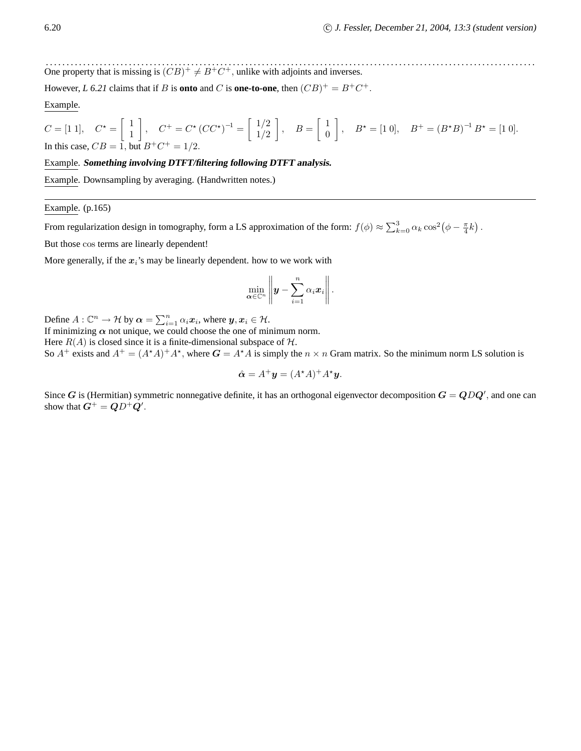One property that is missing is $(CB)^+ \neq B^+C^+$, unlike with adjoints and inverses.

However, *L 6.21* claims that if $B$ is **onto** and $C$ is **one-to-one**, then $(CB)^+ = B^+C^+$.

Example.

$C = [1\ 1], \quad C^\star = \begin{bmatrix} 1 \\ 1 \end{bmatrix}, \quad C^+ = C^\star (CC^\star)^{-1} = \begin{bmatrix} 1/2 \\ 1/2 \end{bmatrix}, \quad B = \begin{bmatrix} 1 \\ 0 \end{bmatrix}, \quad B^\star = [1\ 0], \quad B^+ = (B^\star B)^{-1} B^\star = [1\ 0].$

In this case, $CB = 1$, but $B^+C^+ = 1/2$.

Example. ***Something involving DTFT/filtering following DTFT analysis.***

Example. Downsampling by averaging. (Handwritten notes.)

---

Example. (p.165)

From regularization design in tomography, form a LS approximation of the form: $f(\phi) \approx \sum_{k=0}^{3} \alpha_k \cos^2\left(\phi - \frac{\pi}{4}k\right)$ .

But those $\cos$ terms are linearly dependent!

More generally, if the $\boldsymbol{x}_i$'s may be linearly dependent. how to we work with

$$\min_{\boldsymbol{\alpha} \in \mathbb{C}^n} \left\| \boldsymbol{y} - \sum_{i=1}^{n} \alpha_i \boldsymbol{x}_i \right\| .$$

Define $A : \mathbb{C}^n \to \mathcal{H}$ by $\boldsymbol{\alpha} = \sum_{i=1}^{n} \alpha_i \boldsymbol{x}_i$, where $\boldsymbol{y}, \boldsymbol{x}_i \in \mathcal{H}$.
If minimizing $\boldsymbol{\alpha}$ not unique, we could choose the one of minimum norm.
Here $R(A)$ is closed since it is a finite-dimensional subspace of $\mathcal{H}$.
So $A^+$ exists and $A^+ = (A^\star A)^+ A^\star$, where $\boldsymbol{G} = A^\star A$ is simply the $n \times n$ Gram matrix. So the minimum norm LS solution is

$$\hat{\boldsymbol{\alpha}} = A^+ \boldsymbol{y} = (A^\star A)^+ A^\star \boldsymbol{y}.$$

Since $\boldsymbol{G}$ is (Hermitian) symmetric nonnegative definite, it has an orthogonal eigenvector decomposition $\boldsymbol{G} = \boldsymbol{Q} D \boldsymbol{Q}'$, and one can show that $\boldsymbol{G}^+ = \boldsymbol{Q} D^+ \boldsymbol{Q}'$.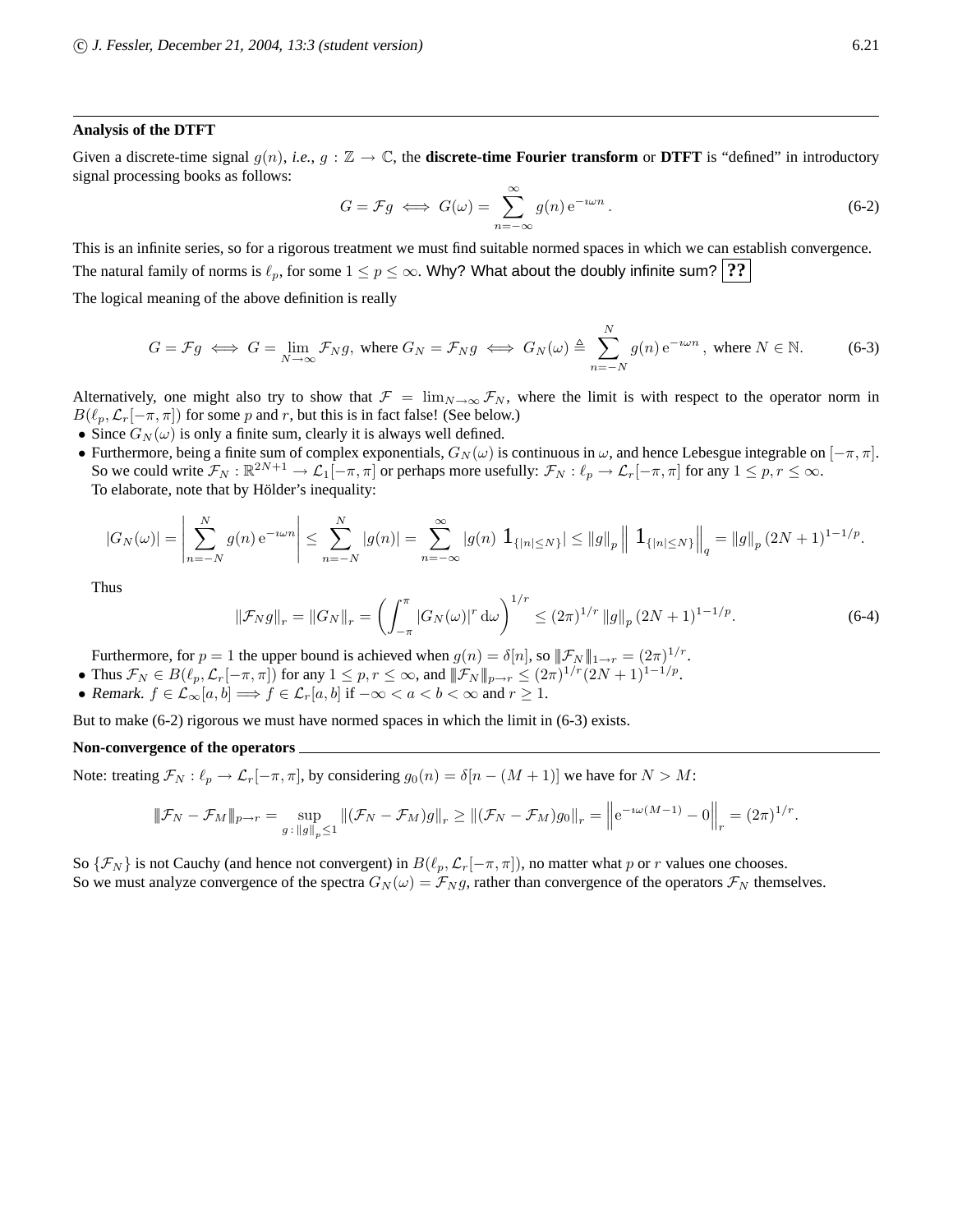### Analysis of the DTFT

Given a discrete-time signal $g(n)$, *i.e.*, $g : \mathbb{Z} \to \mathbb{C}$, the **discrete-time Fourier transform** or **DTFT** is "defined" in introductory signal processing books as follows:

$$G = \mathcal{F}g \iff G(\omega) = \sum_{n=-\infty}^{\infty} g(n) \, \mathrm{e}^{-\imath\omega n} \,. \tag{6-2}$$

This is an infinite series, so for a rigorous treatment we must find suitable normed spaces in which we can establish convergence. The natural family of norms is $\ell_p$, for some $1 \leq p \leq \infty$. Why? What about the doubly infinite sum? **??**

The logical meaning of the above definition is really

$$G = \mathcal{F}g \iff G = \lim_{N\to\infty} \mathcal{F}_N g, \text{ where } G_N = \mathcal{F}_N g \iff G_N(\omega) \triangleq \sum_{n=-N}^{N} g(n) \, \mathrm{e}^{-\imath\omega n} \,, \text{ where } N \in \mathbb{N}. \tag{6-3}$$

Alternatively, one might also try to show that $\mathcal{F} = \lim_{N\to\infty} \mathcal{F}_N$, where the limit is with respect to the operator norm in $B(\ell_p, \mathcal{L}_r[-\pi, \pi])$ for some $p$ and $r$, but this is in fact false! (See below.)

- Since $G_N(\omega)$ is only a finite sum, clearly it is always well defined.
- Furthermore, being a finite sum of complex exponentials, $G_N(\omega)$ is continuous in $\omega$, and hence Lebesgue integrable on $[-\pi, \pi]$. So we could write $\mathcal{F}_N : \mathbb{R}^{2N+1} \to \mathcal{L}_1[-\pi, \pi]$ or perhaps more usefully: $\mathcal{F}_N : \ell_p \to \mathcal{L}_r[-\pi, \pi]$ for any $1 \leq p, r \leq \infty$.
  To elaborate, note that by Hölder's inequality:

$$|G_N(\omega)| = \left| \sum_{n=-N}^{N} g(n) \, \mathrm{e}^{-\imath\omega n} \right| \leq \sum_{n=-N}^{N} |g(n)| = \sum_{n=-\infty}^{\infty} |g(n) \; 1_{\{|n|\leq N\}}| \leq \|g\|_p \left\| \; 1_{\{|n|\leq N\}} \right\|_q = \|g\|_p \, (2N+1)^{1-1/p}.$$

  Thus

$$\|\mathcal{F}_N g\|_r = \|G_N\|_r = \left( \int_{-\pi}^{\pi} |G_N(\omega)|^r \, \mathrm{d}\omega \right)^{1/r} \leq (2\pi)^{1/r} \, \|g\|_p \, (2N+1)^{1-1/p}. \tag{6-4}$$

  Furthermore, for $p = 1$ the upper bound is achieved when $g(n) = \delta[n]$, so $|||\mathcal{F}_N|||_{1\to r} = (2\pi)^{1/r}$.
- Thus $\mathcal{F}_N \in B(\ell_p, \mathcal{L}_r[-\pi, \pi])$ for any $1 \leq p, r \leq \infty$, and $|||\mathcal{F}_N|||_{p\to r} \leq (2\pi)^{1/r}(2N+1)^{1-1/p}$.
- *Remark.* $f \in \mathcal{L}_\infty[a, b] \Longrightarrow f \in \mathcal{L}_r[a, b]$ if $-\infty < a < b < \infty$ and $r \geq 1$.

But to make (6-2) rigorous we must have normed spaces in which the limit in (6-3) exists.

### Non-convergence of the operators

Note: treating $\mathcal{F}_N : \ell_p \to \mathcal{L}_r[-\pi, \pi]$, by considering $g_0(n) = \delta[n - (M+1)]$ we have for $N > M$:

$$|||\mathcal{F}_N - \mathcal{F}_M|||_{p\to r} = \sup_{g \,:\, \|g\|_p \leq 1} \|(\mathcal{F}_N - \mathcal{F}_M)g\|_r \geq \|(\mathcal{F}_N - \mathcal{F}_M)g_0\|_r = \left\| \mathrm{e}^{-\imath\omega(M-1)} - 0 \right\|_r = (2\pi)^{1/r}.$$

So $\{\mathcal{F}_N\}$ is not Cauchy (and hence not convergent) in $B(\ell_p, \mathcal{L}_r[-\pi, \pi])$, no matter what $p$ or $r$ values one chooses.
So we must analyze convergence of the spectra $G_N(\omega) = \mathcal{F}_N g$, rather than convergence of the operators $\mathcal{F}_N$ themselves.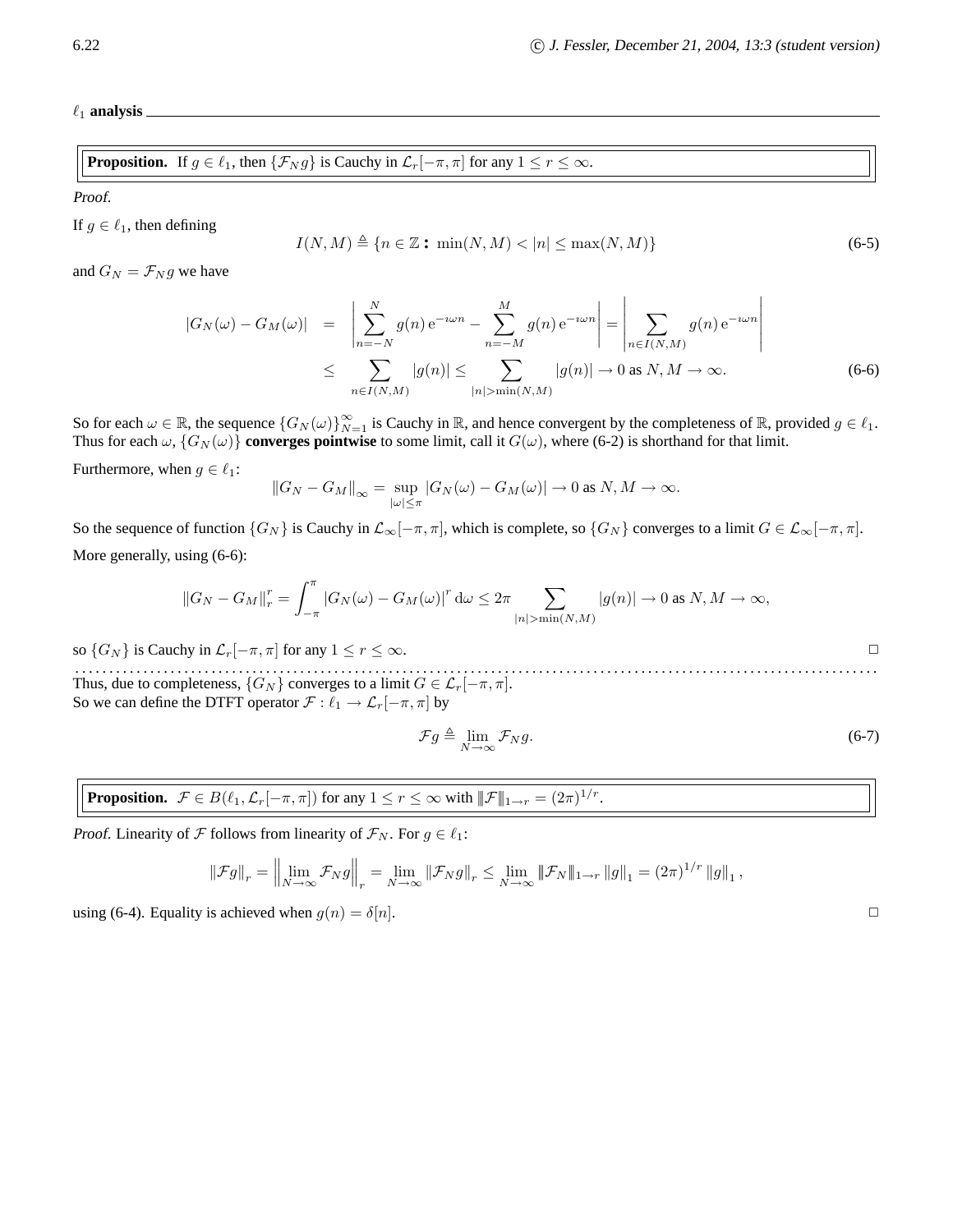## $\ell_1$ analysis

**Proposition.** If $g \in \ell_1$, then $\{\mathcal{F}_N g\}$ is Cauchy in $\mathcal{L}_r[-\pi, \pi]$ for any $1 \le r \le \infty$.

*Proof.*

If $g \in \ell_1$, then defining

$$I(N, M) \triangleq \{n \in \mathbb{Z} : \min(N, M) < |n| \le \max(N, M)\} \tag{6-5}$$

and $G_N = \mathcal{F}_N g$ we have

$$\begin{aligned} |G_N(\omega) - G_M(\omega)| &= \left| \sum_{n=-N}^{N} g(n) \, \mathrm{e}^{-\imath \omega n} - \sum_{n=-M}^{M} g(n) \, \mathrm{e}^{-\imath \omega n} \right| = \left| \sum_{n \in I(N,M)} g(n) \, \mathrm{e}^{-\imath \omega n} \right| \\ &\le \sum_{n \in I(N,M)} |g(n)| \le \sum_{|n| > \min(N,M)} |g(n)| \to 0 \text{ as } N, M \to \infty. \end{aligned} \tag{6-6}$$

So for each $\omega \in \mathbb{R}$, the sequence $\{G_N(\omega)\}_{N=1}^{\infty}$ is Cauchy in $\mathbb{R}$, and hence convergent by the completeness of $\mathbb{R}$, provided $g \in \ell_1$. Thus for each $\omega$, $\{G_N(\omega)\}$ **converges pointwise** to some limit, call it $G(\omega)$, where (6-2) is shorthand for that limit.

Furthermore, when $g \in \ell_1$:

$$\|G_N - G_M\|_{\infty} = \sup_{|\omega| \le \pi} |G_N(\omega) - G_M(\omega)| \to 0 \text{ as } N, M \to \infty.$$

So the sequence of function $\{G_N\}$ is Cauchy in $\mathcal{L}_\infty[-\pi, \pi]$, which is complete, so $\{G_N\}$ converges to a limit $G \in \mathcal{L}_\infty[-\pi, \pi]$.

More generally, using (6-6):

$$\|G_N - G_M\|_r^r = \int_{-\pi}^{\pi} |G_N(\omega) - G_M(\omega)|^r \, \mathrm{d}\omega \le 2\pi \sum_{|n| > \min(N,M)} |g(n)| \to 0 \text{ as } N, M \to \infty,$$

so $\{G_N\}$ is Cauchy in $\mathcal{L}_r[-\pi, \pi]$ for any $1 \le r \le \infty$. □

Thus, due to completeness, $\{G_N\}$ converges to a limit $G \in \mathcal{L}_r[-\pi, \pi]$.
So we can define the DTFT operator $\mathcal{F} : \ell_1 \to \mathcal{L}_r[-\pi, \pi]$ by

$$\mathcal{F} g \triangleq \lim_{N \to \infty} \mathcal{F}_N g. \tag{6-7}$$

**Proposition.** $\mathcal{F} \in B(\ell_1, \mathcal{L}_r[-\pi, \pi])$ for any $1 \le r \le \infty$ with $|\!|\!|\mathcal{F}|\!|\!|_{1 \to r} = (2\pi)^{1/r}$.

*Proof.* Linearity of $\mathcal{F}$ follows from linearity of $\mathcal{F}_N$. For $g \in \ell_1$:

$$\|\mathcal{F} g\|_r = \left\| \lim_{N \to \infty} \mathcal{F}_N g \right\|_r = \lim_{N \to \infty} \|\mathcal{F}_N g\|_r \le \lim_{N \to \infty} |\!|\!|\mathcal{F}_N|\!|\!|_{1 \to r} \|g\|_1 = (2\pi)^{1/r} \|g\|_1,$$

using (6-4). Equality is achieved when $g(n) = \delta[n]$. □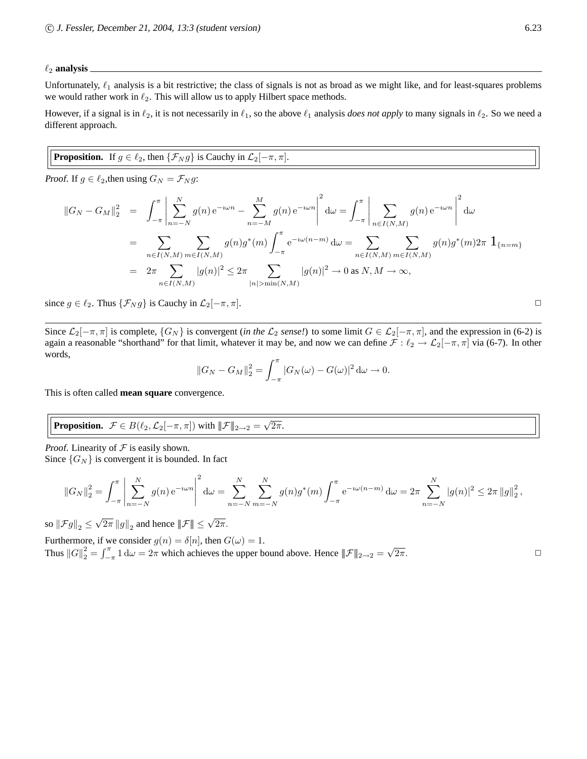### $\ell_2$ analysis

Unfortunately, $\ell_1$ analysis is a bit restrictive; the class of signals is not as broad as we might like, and for least-squares problems we would rather work in $\ell_2$. This will allow us to apply Hilbert space methods.

However, if a signal is in $\ell_2$, it is not necessarily in $\ell_1$, so the above $\ell_1$ analysis *does not apply* to many signals in $\ell_2$. So we need a different approach.

**Proposition.** If $g \in \ell_2$, then $\{\mathcal{F}_N g\}$ is Cauchy in $\mathcal{L}_2[-\pi, \pi]$.

*Proof.* If $g \in \ell_2$,then using $G_N = \mathcal{F}_N g$:

$$
\begin{aligned}
\|G_N - G_M\|_2^2 &= \int_{-\pi}^{\pi} \left| \sum_{n=-N}^{N} g(n) \,\mathrm{e}^{-\imath\omega n} - \sum_{n=-M}^{M} g(n) \,\mathrm{e}^{-\imath\omega n} \right|^2 \mathrm{d}\omega = \int_{-\pi}^{\pi} \left| \sum_{n \in I(N,M)} g(n) \,\mathrm{e}^{-\imath\omega n} \right|^2 \mathrm{d}\omega \\
&= \sum_{n \in I(N,M)} \sum_{m \in I(N,M)} g(n) g^*(m) \int_{-\pi}^{\pi} \mathrm{e}^{-\imath\omega(n-m)} \,\mathrm{d}\omega = \sum_{n \in I(N,M)} \sum_{m \in I(N,M)} g(n) g^*(m) 2\pi \, 1_{\{n=m\}} \\
&= 2\pi \sum_{n \in I(N,M)} |g(n)|^2 \leq 2\pi \sum_{|n| > \min(N,M)} |g(n)|^2 \to 0 \text{ as } N, M \to \infty,
\end{aligned}
$$

since $g \in \ell_2$. Thus $\{\mathcal{F}_N g\}$ is Cauchy in $\mathcal{L}_2[-\pi, \pi]$. □

---

Since $\mathcal{L}_2[-\pi, \pi]$ is complete, $\{G_N\}$ is convergent (*in the $\mathcal{L}_2$ sense!*) to some limit $G \in \mathcal{L}_2[-\pi, \pi]$, and the expression in (6-2) is again a reasonable "shorthand" for that limit, whatever it may be, and now we can define $\mathcal{F} : \ell_2 \to \mathcal{L}_2[-\pi, \pi]$ via (6-7). In other words,

$$
\|G_N - G_M\|_2^2 = \int_{-\pi}^{\pi} |G_N(\omega) - G(\omega)|^2 \,\mathrm{d}\omega \to 0.
$$

This is often called **mean square** convergence.

**Proposition.** $\mathcal{F} \in B(\ell_2, \mathcal{L}_2[-\pi, \pi])$ with $|\!|\!|\mathcal{F}|\!|\!|_{2\to 2} = \sqrt{2\pi}$.

*Proof.* Linearity of $\mathcal{F}$ is easily shown.
Since $\{G_N\}$ is convergent it is bounded. In fact

$$
\|G_N\|_2^2 = \int_{-\pi}^{\pi} \left| \sum_{n=-N}^{N} g(n) \,\mathrm{e}^{-\imath\omega n} \right|^2 \mathrm{d}\omega = \sum_{n=-N}^{N} \sum_{m=-N}^{N} g(n) g^*(m) \int_{-\pi}^{\pi} \mathrm{e}^{-\imath\omega(n-m)} \,\mathrm{d}\omega = 2\pi \sum_{n=-N}^{N} |g(n)|^2 \leq 2\pi \|g\|_2^2,
$$

so $\|\mathcal{F} g\|_2 \leq \sqrt{2\pi} \|g\|_2$ and hence $|\!|\!|\mathcal{F}|\!|\!| \leq \sqrt{2\pi}$.

Furthermore, if we consider $g(n) = \delta[n]$, then $G(\omega) = 1$.
Thus $\|G\|_2^2 = \int_{-\pi}^{\pi} 1 \,\mathrm{d}\omega = 2\pi$ which achieves the upper bound above. Hence $|\!|\!|\mathcal{F}|\!|\!|_{2\to 2} = \sqrt{2\pi}$. □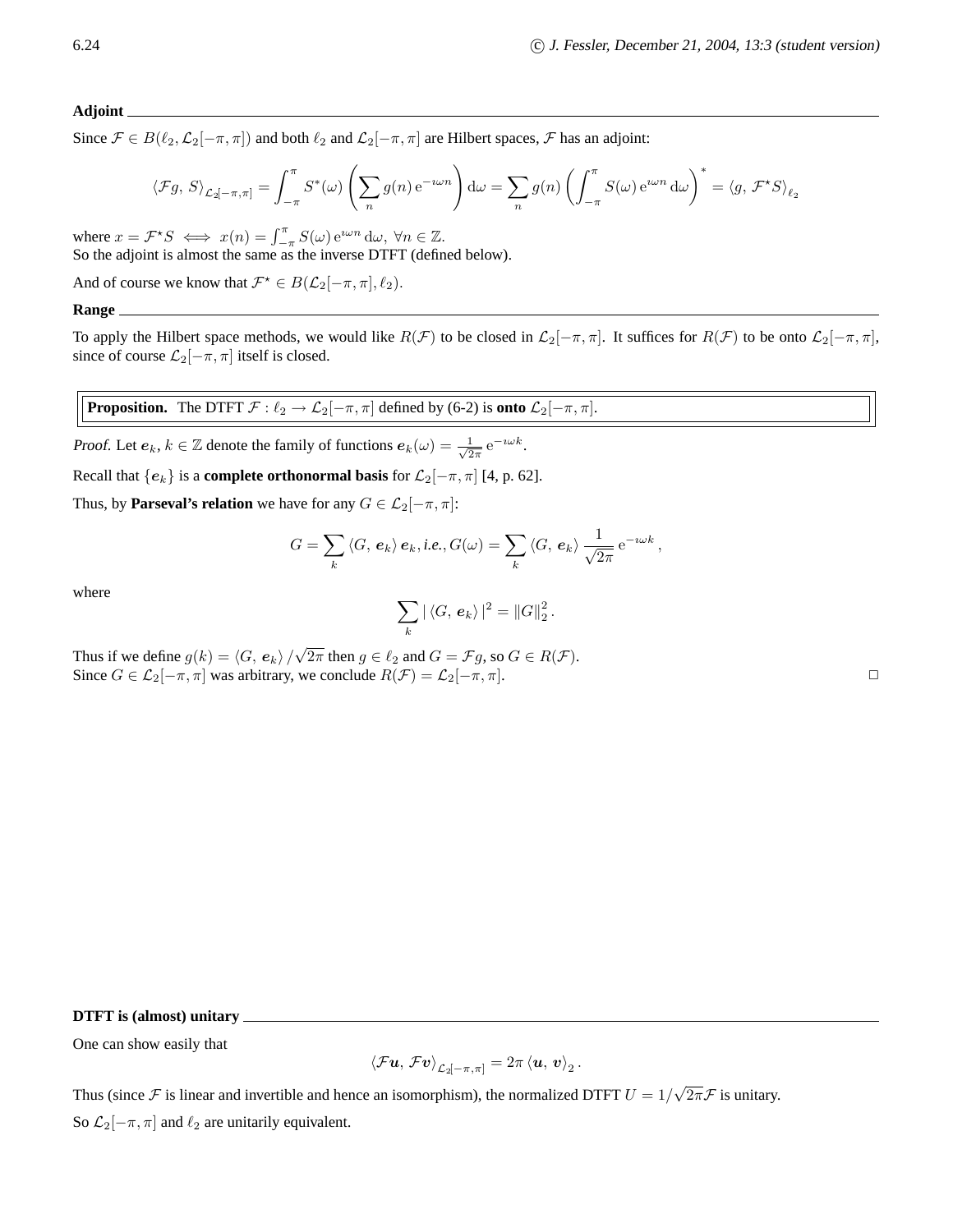**Adjoint**

Since $\mathcal{F} \in B(\ell_2, \mathcal{L}_2[-\pi, \pi])$ and both $\ell_2$ and $\mathcal{L}_2[-\pi, \pi]$ are Hilbert spaces, $\mathcal{F}$ has an adjoint:

$$\langle \mathcal{F} g,\, S \rangle_{\mathcal{L}_2[-\pi,\pi]} = \int_{-\pi}^{\pi} S^*(\omega) \left( \sum_n g(n)\, \mathrm{e}^{-\imath \omega n} \right) \mathrm{d}\omega = \sum_n g(n) \left( \int_{-\pi}^{\pi} S(\omega)\, \mathrm{e}^{\imath \omega n}\, \mathrm{d}\omega \right)^* = \langle g,\, \mathcal{F}^\star S \rangle_{\ell_2}$$

where $x = \mathcal{F}^\star S \iff x(n) = \int_{-\pi}^{\pi} S(\omega)\, \mathrm{e}^{\imath \omega n}\, \mathrm{d}\omega,\ \forall n \in \mathbb{Z}$.
So the adjoint is almost the same as the inverse DTFT (defined below).

And of course we know that $\mathcal{F}^\star \in B(\mathcal{L}_2[-\pi, \pi], \ell_2)$.

**Range**

To apply the Hilbert space methods, we would like $R(\mathcal{F})$ to be closed in $\mathcal{L}_2[-\pi, \pi]$. It suffices for $R(\mathcal{F})$ to be onto $\mathcal{L}_2[-\pi, \pi]$, since of course $\mathcal{L}_2[-\pi, \pi]$ itself is closed.

**Proposition.** The DTFT $\mathcal{F} : \ell_2 \to \mathcal{L}_2[-\pi, \pi]$ defined by (6-2) is **onto** $\mathcal{L}_2[-\pi, \pi]$.

*Proof.* Let $\boldsymbol{e}_k$, $k \in \mathbb{Z}$ denote the family of functions $\boldsymbol{e}_k(\omega) = \frac{1}{\sqrt{2\pi}}\, \mathrm{e}^{-\imath \omega k}$.

Recall that $\{\boldsymbol{e}_k\}$ is a **complete orthonormal basis** for $\mathcal{L}_2[-\pi, \pi]$ [4, p. 62].

Thus, by **Parseval's relation** we have for any $G \in \mathcal{L}_2[-\pi, \pi]$:

$$G = \sum_k \langle G,\, \boldsymbol{e}_k \rangle\, \boldsymbol{e}_k, \textit{i.e.}, G(\omega) = \sum_k \langle G,\, \boldsymbol{e}_k \rangle \frac{1}{\sqrt{2\pi}}\, \mathrm{e}^{-\imath \omega k},$$

where

$$\sum_k |\langle G,\, \boldsymbol{e}_k \rangle|^2 = \|G\|_2^2 .$$

Thus if we define $g(k) = \langle G,\, \boldsymbol{e}_k \rangle / \sqrt{2\pi}$ then $g \in \ell_2$ and $G = \mathcal{F} g$, so $G \in R(\mathcal{F})$.
Since $G \in \mathcal{L}_2[-\pi, \pi]$ was arbitrary, we conclude $R(\mathcal{F}) = \mathcal{L}_2[-\pi, \pi]$. □

**DTFT is (almost) unitary**

One can show easily that

$$\langle \mathcal{F} \boldsymbol{u},\, \mathcal{F} \boldsymbol{v} \rangle_{\mathcal{L}_2[-\pi,\pi]} = 2\pi \langle \boldsymbol{u},\, \boldsymbol{v} \rangle_2 .$$

Thus (since $\mathcal{F}$ is linear and invertible and hence an isomorphism), the normalized DTFT $U = 1/\sqrt{2\pi} \mathcal{F}$ is unitary.

So $\mathcal{L}_2[-\pi, \pi]$ and $\ell_2$ are unitarily equivalent.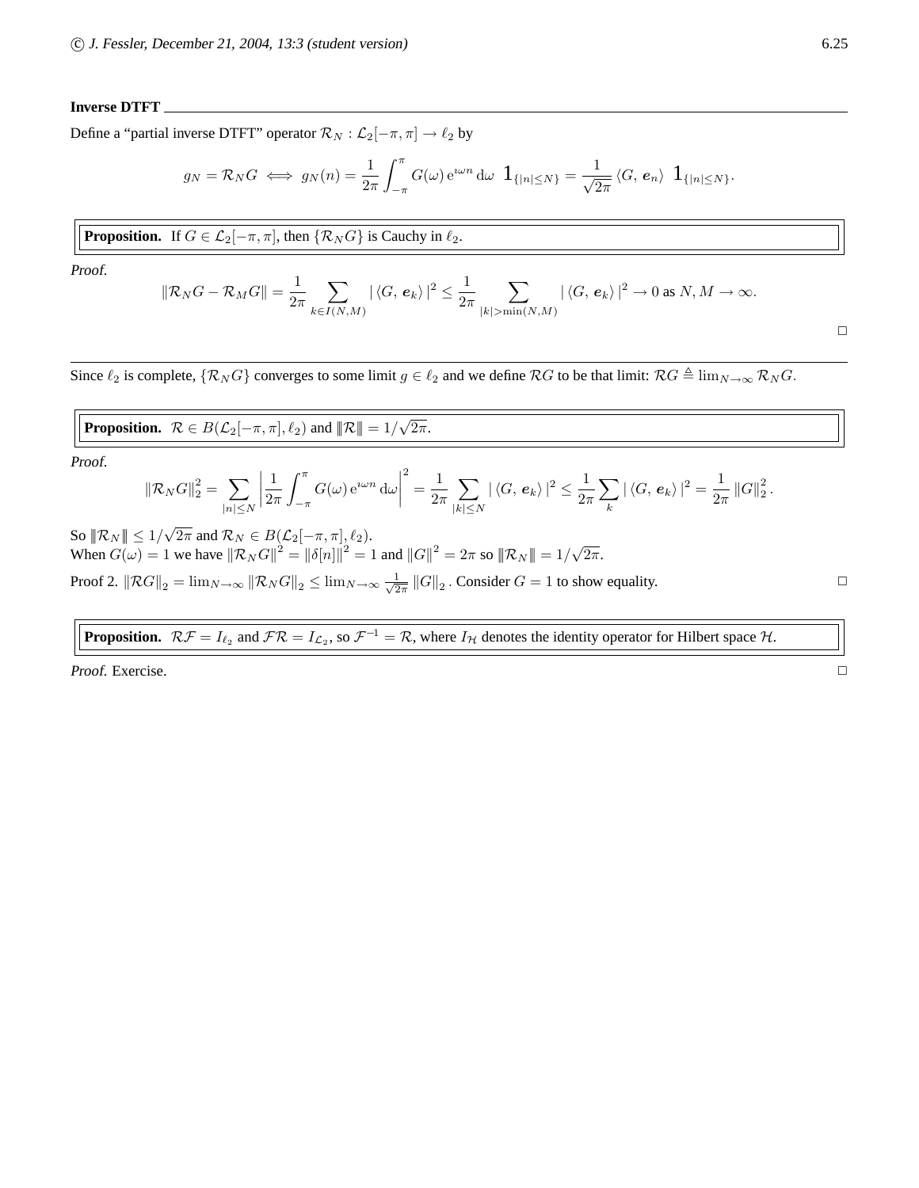### Inverse DTFT

Define a "partial inverse DTFT" operator $\mathcal{R}_N : \mathcal{L}_2[-\pi, \pi] \to \ell_2$ by

$$g_N = \mathcal{R}_N G \iff g_N(n) = \frac{1}{2\pi} \int_{-\pi}^{\pi} G(\omega)\, e^{\imath \omega n} \, d\omega \;\; 1_{\{|n| \leq N\}} = \frac{1}{\sqrt{2\pi}} \langle G, \, e_n \rangle \;\; 1_{\{|n| \leq N\}}.$$

**Proposition.** If $G \in \mathcal{L}_2[-\pi, \pi]$, then $\{\mathcal{R}_N G\}$ is Cauchy in $\ell_2$.

*Proof.*

$$\|\mathcal{R}_N G - \mathcal{R}_M G\| = \frac{1}{2\pi} \sum_{k \in I(N,M)} |\langle G, \, e_k \rangle|^2 \leq \frac{1}{2\pi} \sum_{|k| > \min(N,M)} |\langle G, \, e_k \rangle|^2 \to 0 \text{ as } N, M \to \infty.$$

□

---

Since $\ell_2$ is complete, $\{\mathcal{R}_N G\}$ converges to some limit $g \in \ell_2$ and we define $\mathcal{R} G$ to be that limit: $\mathcal{R} G \triangleq \lim_{N \to \infty} \mathcal{R}_N G$.

**Proposition.** $\mathcal{R} \in B(\mathcal{L}_2[-\pi, \pi], \ell_2)$ and $|||\mathcal{R}||| = 1/\sqrt{2\pi}$.

*Proof.*

$$\|\mathcal{R}_N G\|_2^2 = \sum_{|n| \leq N} \left| \frac{1}{2\pi} \int_{-\pi}^{\pi} G(\omega)\, e^{\imath \omega n} \, d\omega \right|^2 = \frac{1}{2\pi} \sum_{|k| \leq N} |\langle G, \, e_k \rangle|^2 \leq \frac{1}{2\pi} \sum_k |\langle G, \, e_k \rangle|^2 = \frac{1}{2\pi} \|G\|_2^2 \,.$$

So $|||\mathcal{R}_N||| \leq 1/\sqrt{2\pi}$ and $\mathcal{R}_N \in B(\mathcal{L}_2[-\pi, \pi], \ell_2)$.
When $G(\omega) = 1$ we have $\|\mathcal{R}_N G\|^2 = \|\delta[n]\|^2 = 1$ and $\|G\|^2 = 2\pi$ so $|||\mathcal{R}_N||| = 1/\sqrt{2\pi}$.

Proof 2. $\|\mathcal{R} G\|_2 = \lim_{N \to \infty} \|\mathcal{R}_N G\|_2 \leq \lim_{N \to \infty} \frac{1}{\sqrt{2\pi}} \|G\|_2$. Consider $G = 1$ to show equality. □

**Proposition.** $\mathcal{R}\mathcal{F} = I_{\ell_2}$ and $\mathcal{F}\mathcal{R} = I_{\mathcal{L}_2}$, so $\mathcal{F}^{-1} = \mathcal{R}$, where $I_{\mathcal{H}}$ denotes the identity operator for Hilbert space $\mathcal{H}$.

*Proof.* Exercise. □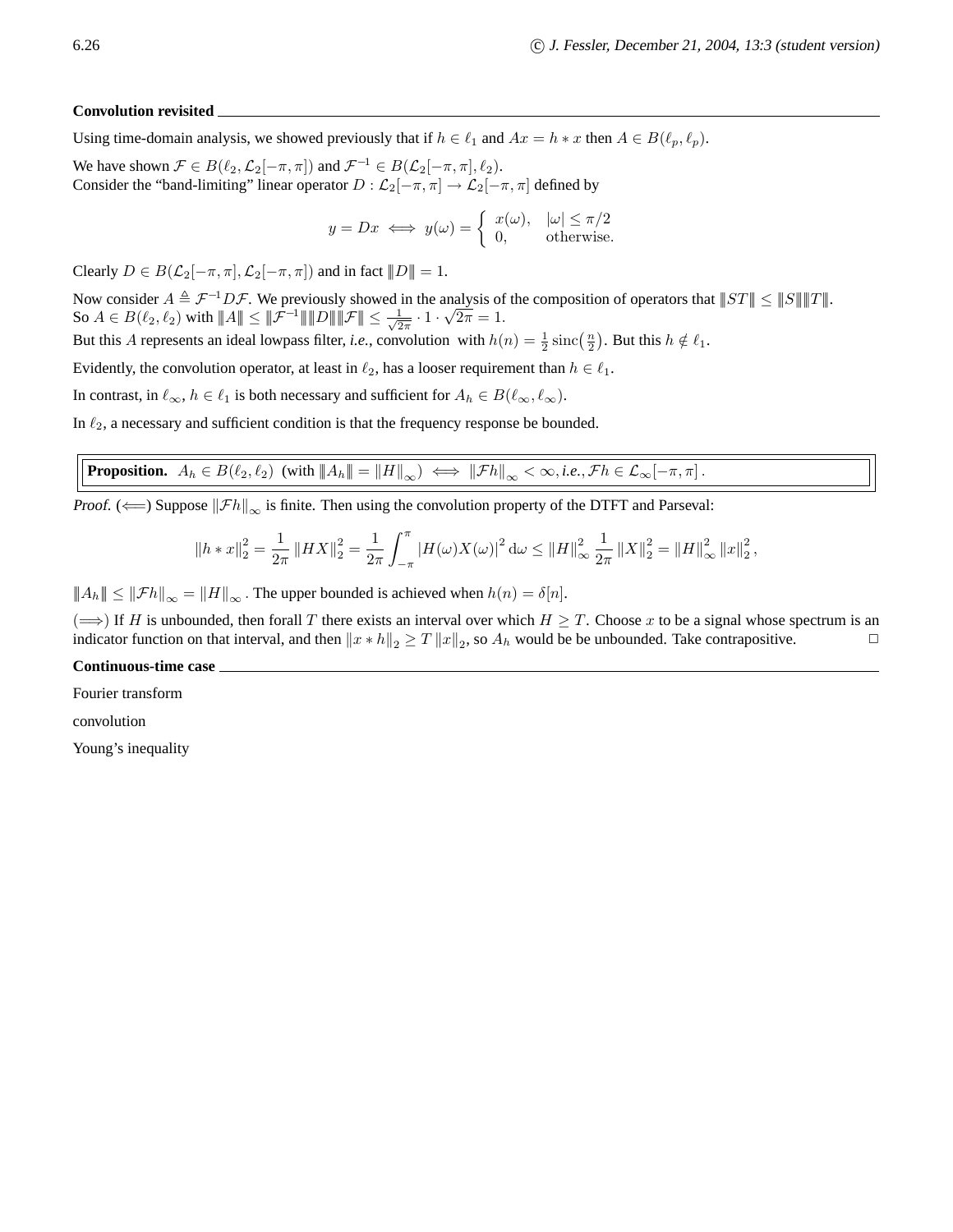**Convolution revisited**

Using time-domain analysis, we showed previously that if $h \in \ell_1$ and $Ax = h * x$ then $A \in B(\ell_p, \ell_p)$.

We have shown $\mathcal{F} \in B(\ell_2, \mathcal{L}_2[-\pi, \pi])$ and $\mathcal{F}^{-1} \in B(\mathcal{L}_2[-\pi, \pi], \ell_2)$.
Consider the "band-limiting" linear operator $D : \mathcal{L}_2[-\pi, \pi] \to \mathcal{L}_2[-\pi, \pi]$ defined by

$$y = Dx \iff y(\omega) = \begin{cases} x(\omega), & |\omega| \le \pi/2 \\ 0, & \text{otherwise.} \end{cases}$$

Clearly $D \in B(\mathcal{L}_2[-\pi, \pi], \mathcal{L}_2[-\pi, \pi])$ and in fact $|||D||| = 1$.

Now consider $A \triangleq \mathcal{F}^{-1} D \mathcal{F}$. We previously showed in the analysis of the composition of operators that $|||ST||| \le |||S||| |||T|||$.
So $A \in B(\ell_2, \ell_2)$ with $|||A||| \le |||\mathcal{F}^{-1}||| |||D||| |||\mathcal{F}||| \le \frac{1}{\sqrt{2\pi}} \cdot 1 \cdot \sqrt{2\pi} = 1$.
But this $A$ represents an ideal lowpass filter, *i.e.*, convolution with $h(n) = \frac{1}{2} \operatorname{sinc}\left(\frac{n}{2}\right)$. But this $h \notin \ell_1$.

Evidently, the convolution operator, at least in $\ell_2$, has a looser requirement than $h \in \ell_1$.

In contrast, in $\ell_\infty$, $h \in \ell_1$ is both necessary and sufficient for $A_h \in B(\ell_\infty, \ell_\infty)$.

In $\ell_2$, a necessary and sufficient condition is that the frequency response be bounded.

**Proposition.** $A_h \in B(\ell_2, \ell_2)$ (with $|||A_h||| = \|H\|_\infty$) $\iff$ $\|\mathcal{F}h\|_\infty < \infty$, *i.e.*, $\mathcal{F}h \in \mathcal{L}_\infty[-\pi, \pi]$.

*Proof.* ($\Longleftarrow$) Suppose $\|\mathcal{F}h\|_\infty$ is finite. Then using the convolution property of the DTFT and Parseval:

$$\|h * x\|_2^2 = \frac{1}{2\pi} \|HX\|_2^2 = \frac{1}{2\pi} \int_{-\pi}^{\pi} |H(\omega) X(\omega)|^2 \, d\omega \le \|H\|_\infty^2 \frac{1}{2\pi} \|X\|_2^2 = \|H\|_\infty^2 \|x\|_2^2,$$

$|||A_h||| \le \|\mathcal{F}h\|_\infty = \|H\|_\infty$. The upper bounded is achieved when $h(n) = \delta[n]$.

($\Longrightarrow$) If $H$ is unbounded, then forall $T$ there exists an interval over which $H \ge T$. Choose $x$ to be a signal whose spectrum is an indicator function on that interval, and then $\|x * h\|_2 \ge T \|x\|_2$, so $A_h$ would be be unbounded. Take contrapositive. □

**Continuous-time case**

Fourier transform

convolution

Young's inequality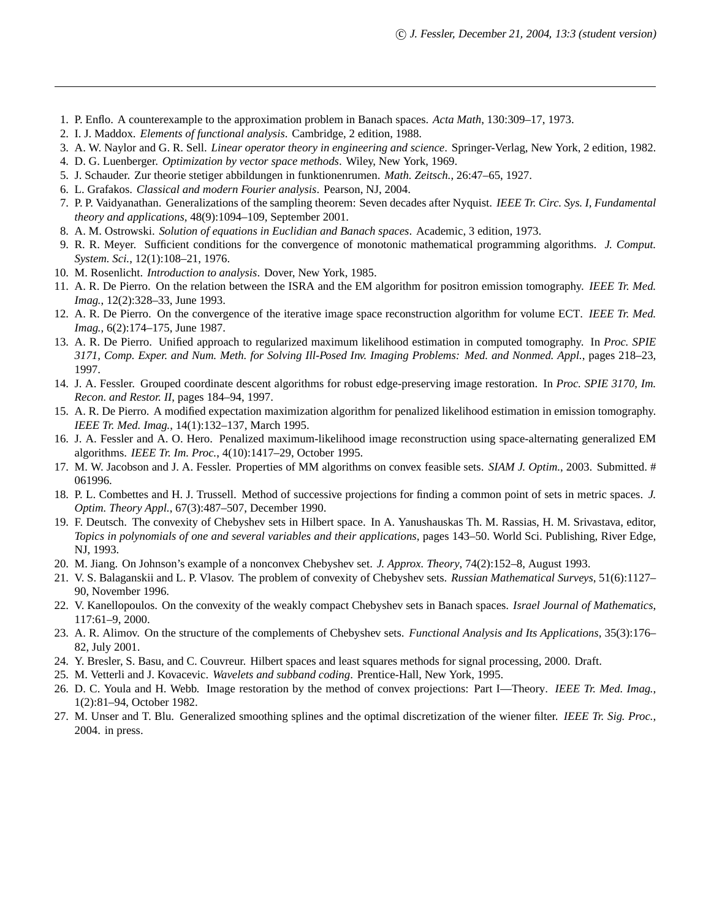1. P. Enflo. A counterexample to the approximation problem in Banach spaces. *Acta Math*, 130:309–17, 1973.
2. I. J. Maddox. *Elements of functional analysis*. Cambridge, 2 edition, 1988.
3. A. W. Naylor and G. R. Sell. *Linear operator theory in engineering and science*. Springer-Verlag, New York, 2 edition, 1982.
4. D. G. Luenberger. *Optimization by vector space methods*. Wiley, New York, 1969.
5. J. Schauder. Zur theorie stetiger abbildungen in funktionenrumen. *Math. Zeitsch.*, 26:47–65, 1927.
6. L. Grafakos. *Classical and modern Fourier analysis*. Pearson, NJ, 2004.
7. P. P. Vaidyanathan. Generalizations of the sampling theorem: Seven decades after Nyquist. *IEEE Tr. Circ. Sys. I, Fundamental theory and applications*, 48(9):1094–109, September 2001.
8. A. M. Ostrowski. *Solution of equations in Euclidian and Banach spaces*. Academic, 3 edition, 1973.
9. R. R. Meyer. Sufficient conditions for the convergence of monotonic mathematical programming algorithms. *J. Comput. System. Sci.*, 12(1):108–21, 1976.
10. M. Rosenlicht. *Introduction to analysis*. Dover, New York, 1985.
11. A. R. De Pierro. On the relation between the ISRA and the EM algorithm for positron emission tomography. *IEEE Tr. Med. Imag.*, 12(2):328–33, June 1993.
12. A. R. De Pierro. On the convergence of the iterative image space reconstruction algorithm for volume ECT. *IEEE Tr. Med. Imag.*, 6(2):174–175, June 1987.
13. A. R. De Pierro. Unified approach to regularized maximum likelihood estimation in computed tomography. In *Proc. SPIE 3171, Comp. Exper. and Num. Meth. for Solving Ill-Posed Inv. Imaging Problems: Med. and Nonmed. Appl.*, pages 218–23, 1997.
14. J. A. Fessler. Grouped coordinate descent algorithms for robust edge-preserving image restoration. In *Proc. SPIE 3170, Im. Recon. and Restor. II*, pages 184–94, 1997.
15. A. R. De Pierro. A modified expectation maximization algorithm for penalized likelihood estimation in emission tomography. *IEEE Tr. Med. Imag.*, 14(1):132–137, March 1995.
16. J. A. Fessler and A. O. Hero. Penalized maximum-likelihood image reconstruction using space-alternating generalized EM algorithms. *IEEE Tr. Im. Proc.*, 4(10):1417–29, October 1995.
17. M. W. Jacobson and J. A. Fessler. Properties of MM algorithms on convex feasible sets. *SIAM J. Optim.*, 2003. Submitted. # 061996.
18. P. L. Combettes and H. J. Trussell. Method of successive projections for finding a common point of sets in metric spaces. *J. Optim. Theory Appl.*, 67(3):487–507, December 1990.
19. F. Deutsch. The convexity of Chebyshev sets in Hilbert space. In A. Yanushauskas Th. M. Rassias, H. M. Srivastava, editor, *Topics in polynomials of one and several variables and their applications*, pages 143–50. World Sci. Publishing, River Edge, NJ, 1993.
20. M. Jiang. On Johnson's example of a nonconvex Chebyshev set. *J. Approx. Theory*, 74(2):152–8, August 1993.
21. V. S. Balaganskii and L. P. Vlasov. The problem of convexity of Chebyshev sets. *Russian Mathematical Surveys*, 51(6):1127–90, November 1996.
22. V. Kanellopoulos. On the convexity of the weakly compact Chebyshev sets in Banach spaces. *Israel Journal of Mathematics*, 117:61–9, 2000.
23. A. R. Alimov. On the structure of the complements of Chebyshev sets. *Functional Analysis and Its Applications*, 35(3):176–82, July 2001.
24. Y. Bresler, S. Basu, and C. Couvreur. Hilbert spaces and least squares methods for signal processing, 2000. Draft.
25. M. Vetterli and J. Kovacevic. *Wavelets and subband coding*. Prentice-Hall, New York, 1995.
26. D. C. Youla and H. Webb. Image restoration by the method of convex projections: Part I—Theory. *IEEE Tr. Med. Imag.*, 1(2):81–94, October 1982.
27. M. Unser and T. Blu. Generalized smoothing splines and the optimal discretization of the wiener filter. *IEEE Tr. Sig. Proc.*, 2004. in press.